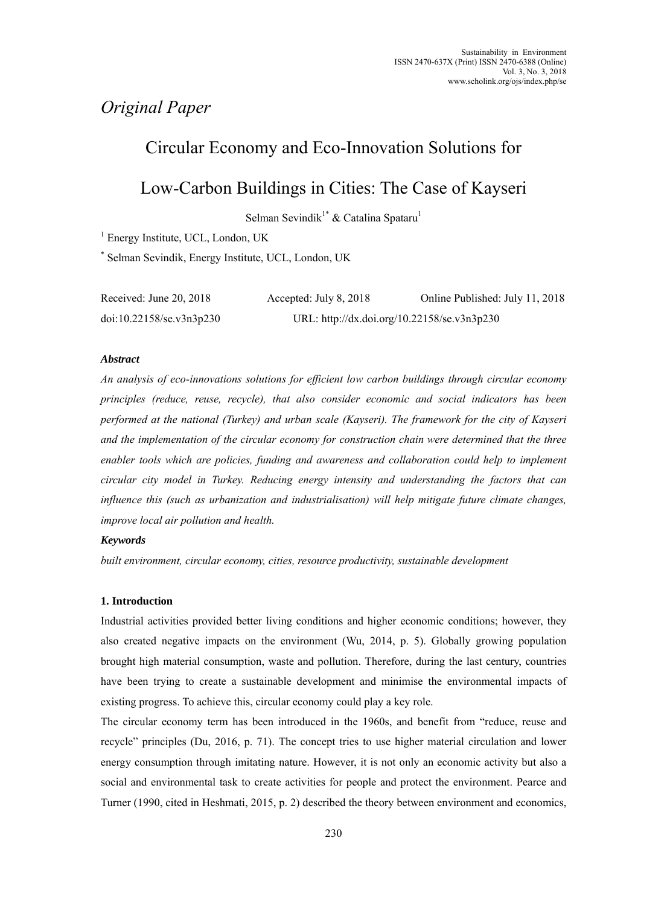*Original Paper*

# Circular Economy and Eco-Innovation Solutions for Low-Carbon Buildings in Cities: The Case of Kayseri

Selman Sevindik[1*] & Catalina Spataru[1]

[1] Energy Institute, UCL, London, UK

[*] Selman Sevindik, Energy Institute, UCL, London, UK

Received: June 20, 2018 Accepted: July 8, 2018 Online Published: July 11, 2018

doi:10.22158/se.v3n3p230 URL: http://dx.doi.org/10.22158/se.v3n3p230

### *Abstract*

*An analysis of eco-innovations solutions for efficient low carbon buildings through circular economy principles (reduce, reuse, recycle), that also consider economic and social indicators has been performed at the national (Turkey) and urban scale (Kayseri). The framework for the city of Kayseri and the implementation of the circular economy for construction chain were determined that the three enabler tools which are policies, funding and awareness and collaboration could help to implement circular city model in Turkey. Reducing energy intensity and understanding the factors that can influence this (such as urbanization and industrialisation) will help mitigate future climate changes, improve local air pollution and health.*

### *Keywords*

*built environment, circular economy, cities, resource productivity, sustainable development*

## 1. Introduction

Industrial activities provided better living conditions and higher economic conditions; however, they also created negative impacts on the environment (Wu, 2014, p. 5). Globally growing population brought high material consumption, waste and pollution. Therefore, during the last century, countries have been trying to create a sustainable development and minimise the environmental impacts of existing progress. To achieve this, circular economy could play a key role.

The circular economy term has been introduced in the 1960s, and benefit from "reduce, reuse and recycle" principles (Du, 2016, p. 71). The concept tries to use higher material circulation and lower energy consumption through imitating nature. However, it is not only an economic activity but also a social and environmental task to create activities for people and protect the environment. Pearce and Turner (1990, cited in Heshmati, 2015, p. 2) described the theory between environment and economics,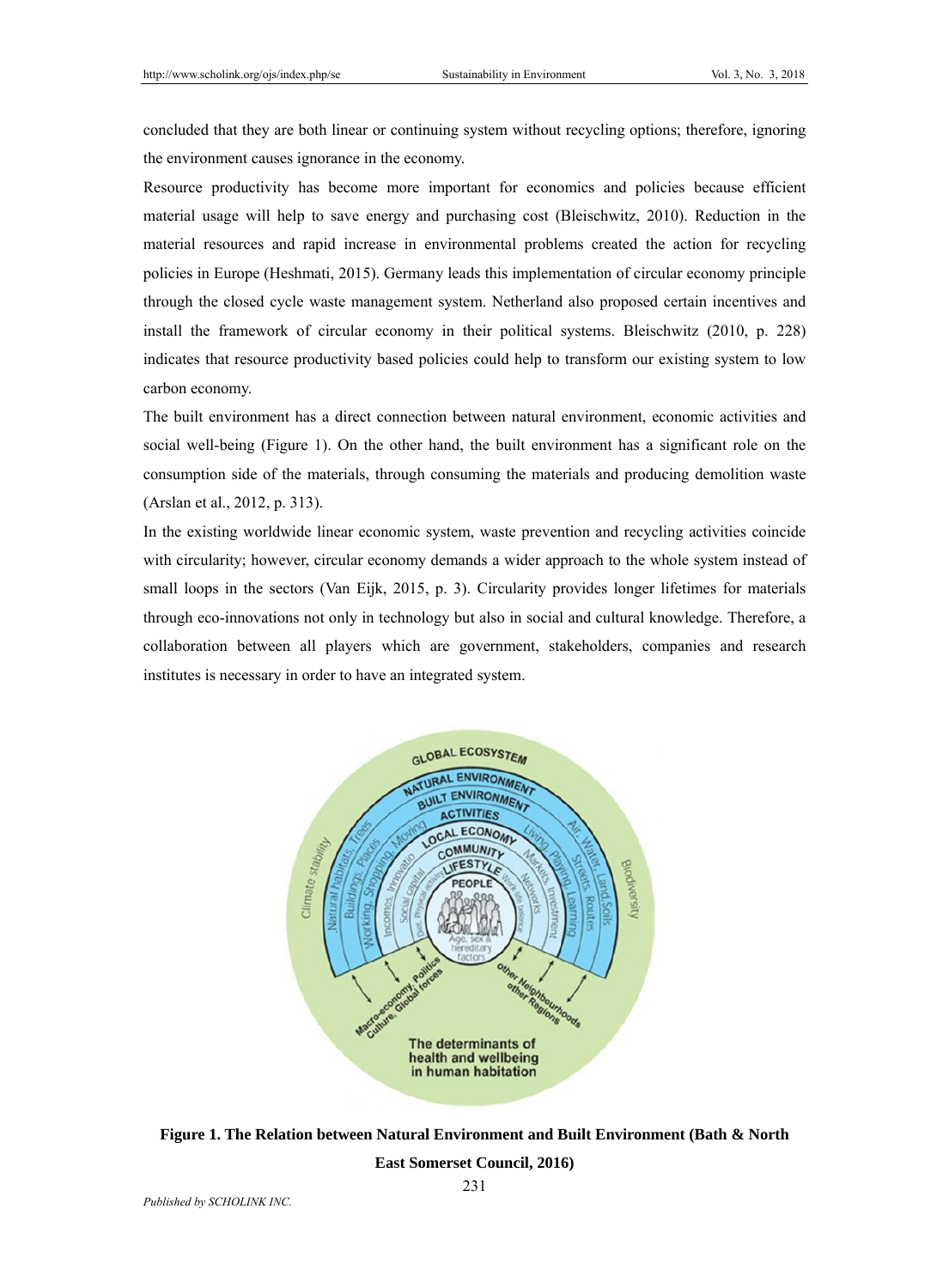concluded that they are both linear or continuing system without recycling options; therefore, ignoring the environment causes ignorance in the economy.

Resource productivity has become more important for economics and policies because efficient material usage will help to save energy and purchasing cost (Bleischwitz, 2010). Reduction in the material resources and rapid increase in environmental problems created the action for recycling policies in Europe (Heshmati, 2015). Germany leads this implementation of circular economy principle through the closed cycle waste management system. Netherland also proposed certain incentives and install the framework of circular economy in their political systems. Bleischwitz (2010, p. 228) indicates that resource productivity based policies could help to transform our existing system to low carbon economy.

The built environment has a direct connection between natural environment, economic activities and social well-being (Figure 1). On the other hand, the built environment has a significant role on the consumption side of the materials, through consuming the materials and producing demolition waste (Arslan et al., 2012, p. 313).

In the existing worldwide linear economic system, waste prevention and recycling activities coincide with circularity; however, circular economy demands a wider approach to the whole system instead of small loops in the sectors (Van Eijk, 2015, p. 3). Circularity provides longer lifetimes for materials through eco-innovations not only in technology but also in social and cultural knowledge. Therefore, a collaboration between all players which are government, stakeholders, companies and research institutes is necessary in order to have an integrated system.

**Figure 1. The Relation between Natural Environment and Built Environment (Bath & North East Somerset Council, 2016)**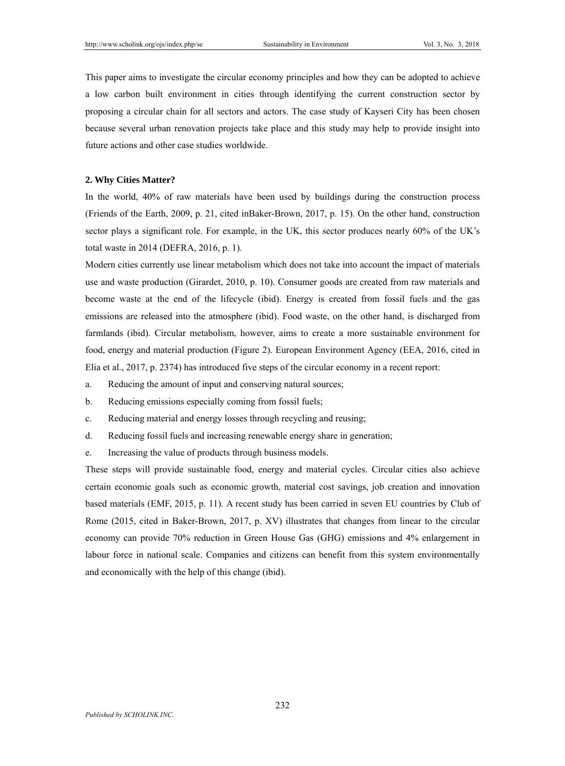This paper aims to investigate the circular economy principles and how they can be adopted to achieve a low carbon built environment in cities through identifying the current construction sector by proposing a circular chain for all sectors and actors. The case study of Kayseri City has been chosen because several urban renovation projects take place and this study may help to provide insight into future actions and other case studies worldwide.

## 2. Why Cities Matter?

In the world, 40% of raw materials have been used by buildings during the construction process (Friends of the Earth, 2009, p. 21, cited inBaker-Brown, 2017, p. 15). On the other hand, construction sector plays a significant role. For example, in the UK, this sector produces nearly 60% of the UK's total waste in 2014 (DEFRA, 2016, p. 1).

Modern cities currently use linear metabolism which does not take into account the impact of materials use and waste production (Girardet, 2010, p. 10). Consumer goods are created from raw materials and become waste at the end of the lifecycle (ibid). Energy is created from fossil fuels and the gas emissions are released into the atmosphere (ibid). Food waste, on the other hand, is discharged from farmlands (ibid). Circular metabolism, however, aims to create a more sustainable environment for food, energy and material production (Figure 2). European Environment Agency (EEA, 2016, cited in Elia et al., 2017, p. 2374) has introduced five steps of the circular economy in a recent report:

a. Reducing the amount of input and conserving natural sources;

b. Reducing emissions especially coming from fossil fuels;

c. Reducing material and energy losses through recycling and reusing;

d. Reducing fossil fuels and increasing renewable energy share in generation;

e. Increasing the value of products through business models.

These steps will provide sustainable food, energy and material cycles. Circular cities also achieve certain economic goals such as economic growth, material cost savings, job creation and innovation based materials (EMF, 2015, p. 11). A recent study has been carried in seven EU countries by Club of Rome (2015, cited in Baker-Brown, 2017, p. XV) illustrates that changes from linear to the circular economy can provide 70% reduction in Green House Gas (GHG) emissions and 4% enlargement in labour force in national scale. Companies and citizens can benefit from this system environmentally and economically with the help of this change (ibid).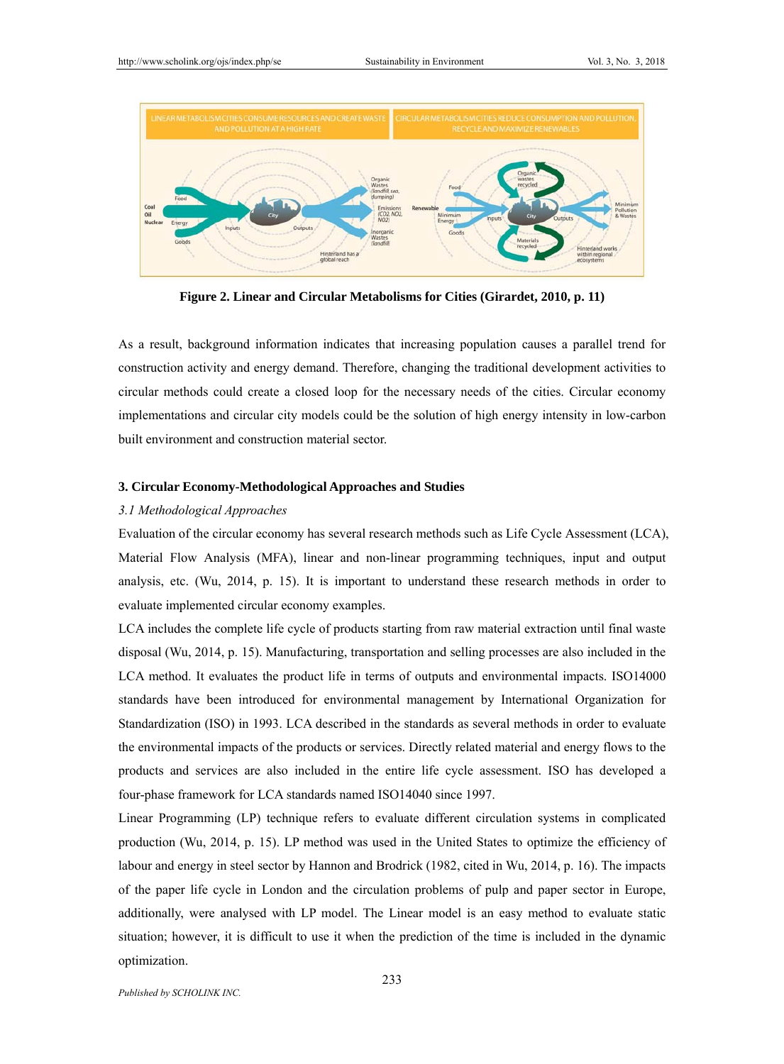**Figure 2. Linear and Circular Metabolisms for Cities (Girardet, 2010, p. 11)**

As a result, background information indicates that increasing population causes a parallel trend for construction activity and energy demand. Therefore, changing the traditional development activities to circular methods could create a closed loop for the necessary needs of the cities. Circular economy implementations and circular city models could be the solution of high energy intensity in low-carbon built environment and construction material sector.

## 3. Circular Economy-Methodological Approaches and Studies

### *3.1 Methodological Approaches*

Evaluation of the circular economy has several research methods such as Life Cycle Assessment (LCA), Material Flow Analysis (MFA), linear and non-linear programming techniques, input and output analysis, etc. (Wu, 2014, p. 15). It is important to understand these research methods in order to evaluate implemented circular economy examples.

LCA includes the complete life cycle of products starting from raw material extraction until final waste disposal (Wu, 2014, p. 15). Manufacturing, transportation and selling processes are also included in the LCA method. It evaluates the product life in terms of outputs and environmental impacts. ISO14000 standards have been introduced for environmental management by International Organization for Standardization (ISO) in 1993. LCA described in the standards as several methods in order to evaluate the environmental impacts of the products or services. Directly related material and energy flows to the products and services are also included in the entire life cycle assessment. ISO has developed a four-phase framework for LCA standards named ISO14040 since 1997.

Linear Programming (LP) technique refers to evaluate different circulation systems in complicated production (Wu, 2014, p. 15). LP method was used in the United States to optimize the efficiency of labour and energy in steel sector by Hannon and Brodrick (1982, cited in Wu, 2014, p. 16). The impacts of the paper life cycle in London and the circulation problems of pulp and paper sector in Europe, additionally, were analysed with LP model. The Linear model is an easy method to evaluate static situation; however, it is difficult to use it when the prediction of the time is included in the dynamic optimization.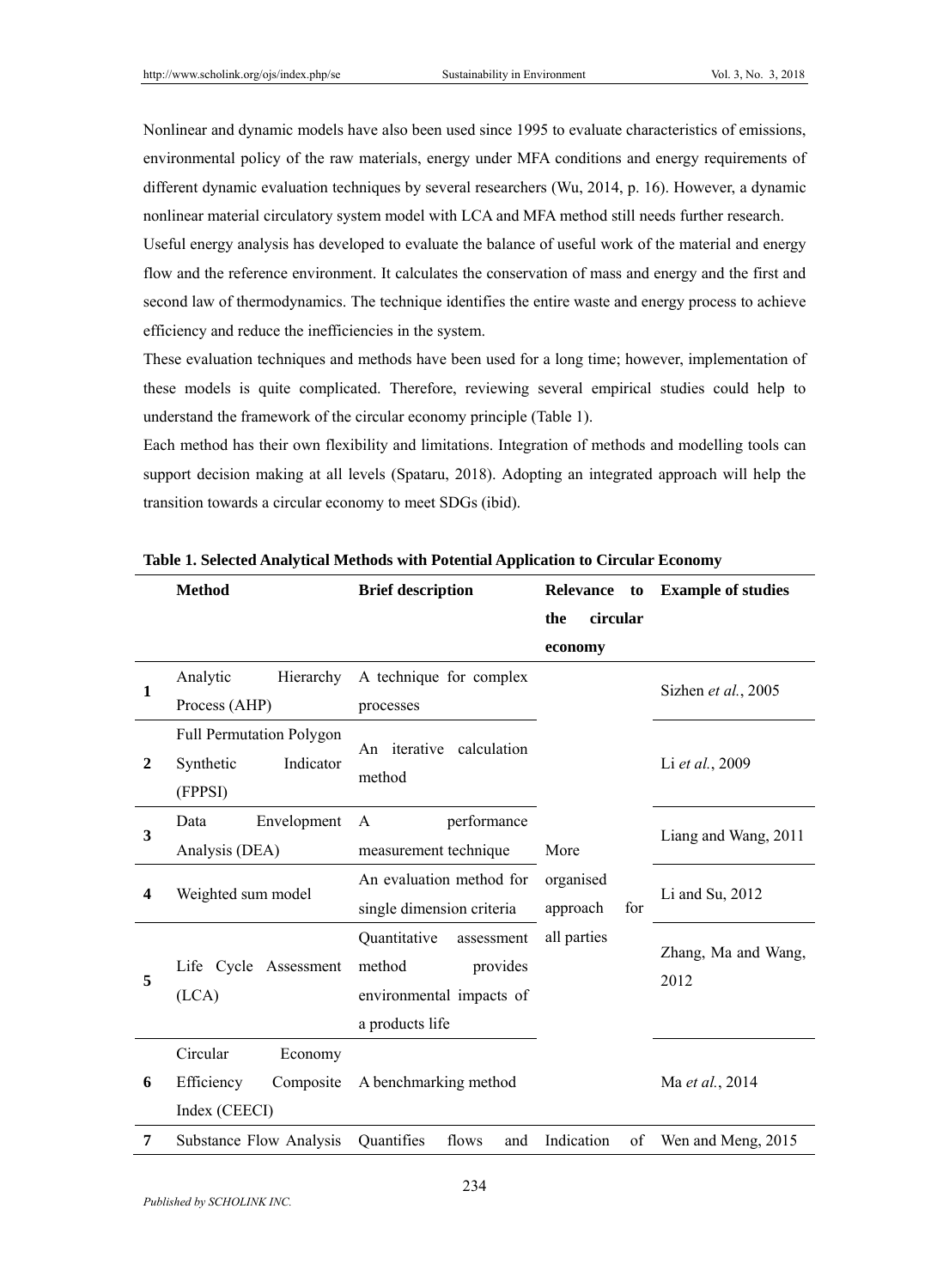Nonlinear and dynamic models have also been used since 1995 to evaluate characteristics of emissions, environmental policy of the raw materials, energy under MFA conditions and energy requirements of different dynamic evaluation techniques by several researchers (Wu, 2014, p. 16). However, a dynamic nonlinear material circulatory system model with LCA and MFA method still needs further research.

Useful energy analysis has developed to evaluate the balance of useful work of the material and energy flow and the reference environment. It calculates the conservation of mass and energy and the first and second law of thermodynamics. The technique identifies the entire waste and energy process to achieve efficiency and reduce the inefficiencies in the system.

These evaluation techniques and methods have been used for a long time; however, implementation of these models is quite complicated. Therefore, reviewing several empirical studies could help to understand the framework of the circular economy principle (Table 1).

Each method has their own flexibility and limitations. Integration of methods and modelling tools can support decision making at all levels (Spataru, 2018). Adopting an integrated approach will help the transition towards a circular economy to meet SDGs (ibid).

**Table 1. Selected Analytical Methods with Potential Application to Circular Economy**

| | **Method** | **Brief description** | **Relevance to the circular economy** | **Example of studies** |
|---|---|---|---|---|
| **1** | Analytic Hierarchy Process (AHP) | A technique for complex processes | More organised approach for all parties | Sizhen *et al.*, 2005 |
| **2** | Full Permutation Polygon Synthetic Indicator (FPPSI) | An iterative calculation method | | Li *et al.*, 2009 |
| **3** | Data Envelopment Analysis (DEA) | A performance measurement technique | | Liang and Wang, 2011 |
| **4** | Weighted sum model | An evaluation method for single dimension criteria | | Li and Su, 2012 |
| **5** | Life Cycle Assessment (LCA) | Quantitative assessment method provides environmental impacts of a products life | | Zhang, Ma and Wang, 2012 |
| **6** | Circular Economy Efficiency Composite Index (CEECI) | A benchmarking method | | Ma *et al.*, 2014 |
| **7** | Substance Flow Analysis | Quantifies flows and | Indication of | Wen and Meng, 2015 |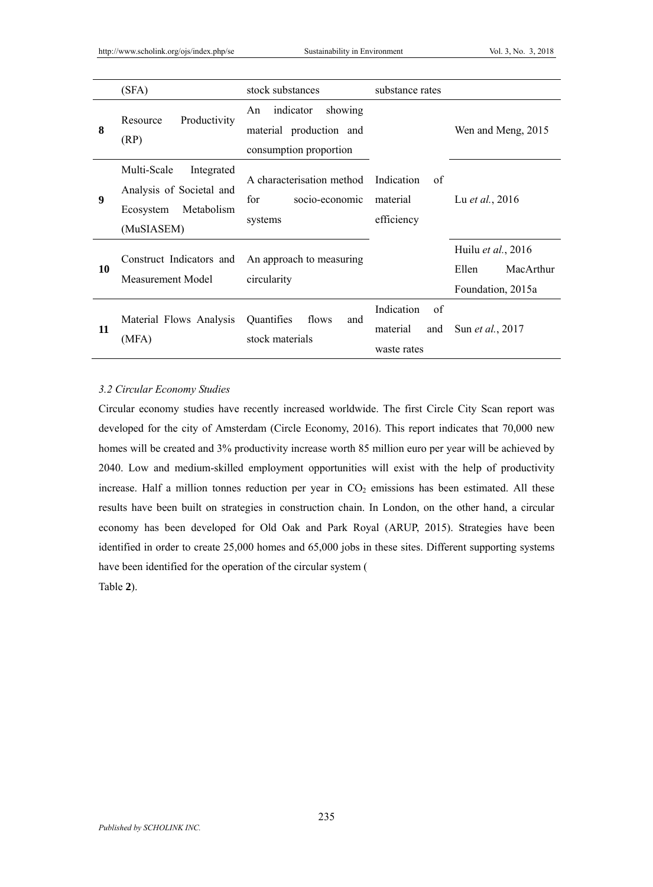|  | (SFA) | stock substances | substance rates |  |
|---|---|---|---|---|
| **8** | Resource Productivity (RP) | An indicator showing material production and consumption proportion | Indication of material efficiency | Wen and Meng, 2015 |
| **9** | Multi-Scale Integrated Analysis of Societal and Ecosystem Metabolism (MuSIASEM) | A characterisation method for socio-economic systems |  | Lu *et al.*, 2016 |
| **10** | Construct Indicators and Measurement Model | An approach to measuring circularity |  | Huilu *et al.*, 2016<br>Ellen MacArthur Foundation, 2015a |
| **11** | Material Flows Analysis (MFA) | Quantifies flows and stock materials | Indication of material and waste rates | Sun *et al.*, 2017 |

### *3.2 Circular Economy Studies*

Circular economy studies have recently increased worldwide. The first Circle City Scan report was developed for the city of Amsterdam (Circle Economy, 2016). This report indicates that 70,000 new homes will be created and 3% productivity increase worth 85 million euro per year will be achieved by 2040. Low and medium-skilled employment opportunities will exist with the help of productivity increase. Half a million tonnes reduction per year in $CO_2$ emissions has been estimated. All these results have been built on strategies in construction chain. In London, on the other hand, a circular economy has been developed for Old Oak and Park Royal (ARUP, 2015). Strategies have been identified in order to create 25,000 homes and 65,000 jobs in these sites. Different supporting systems have been identified for the operation of the circular system (Table **2**).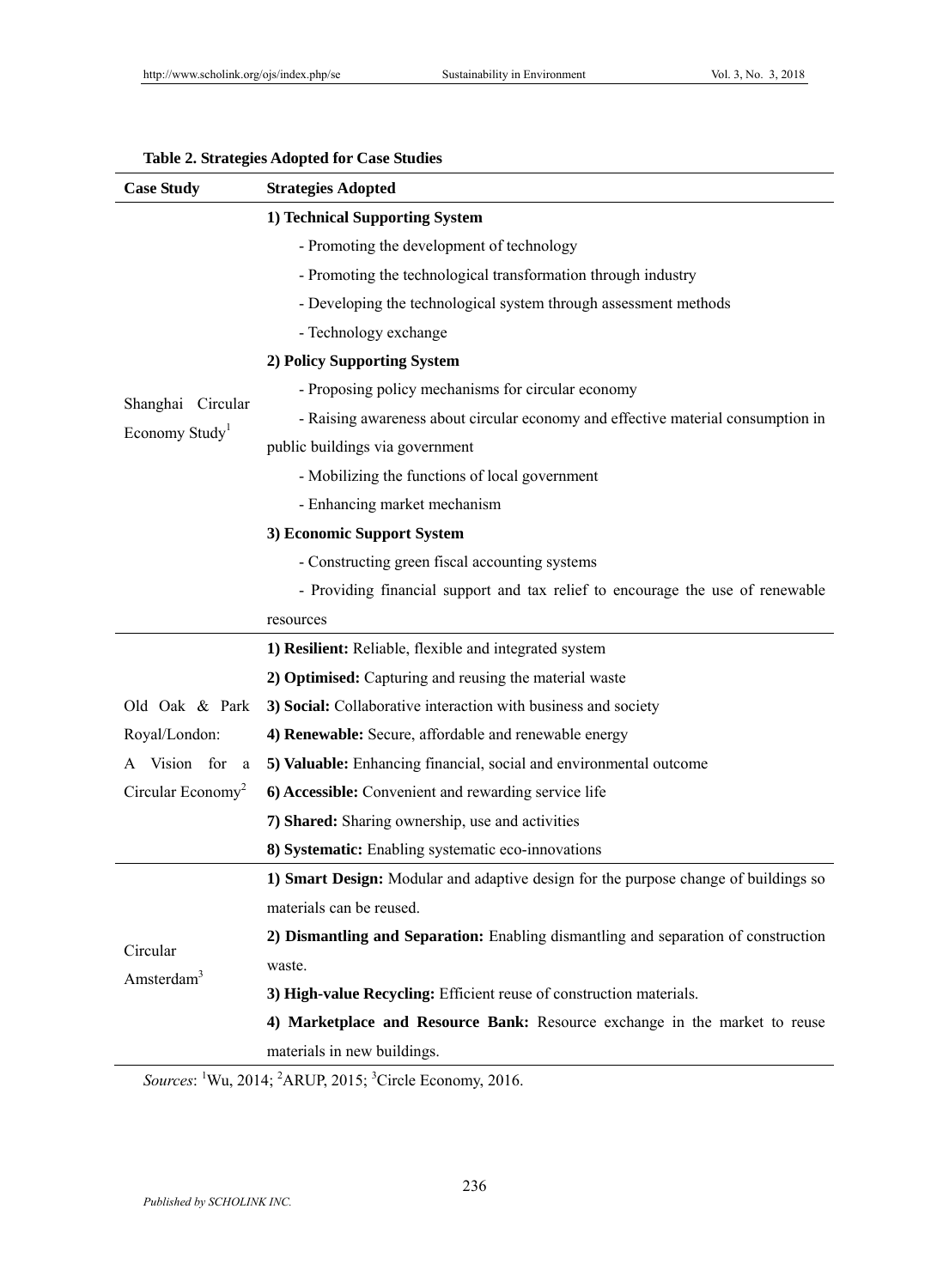**Table 2. Strategies Adopted for Case Studies**

| Case Study | Strategies Adopted |
|---|---|
| Shanghai Circular Economy Study[1] | **1) Technical Supporting System** |
| | - Promoting the development of technology |
| | - Promoting the technological transformation through industry |
| | - Developing the technological system through assessment methods |
| | - Technology exchange |
| | **2) Policy Supporting System** |
| | - Proposing policy mechanisms for circular economy |
| | - Raising awareness about circular economy and effective material consumption in public buildings via government |
| | - Mobilizing the functions of local government |
| | - Enhancing market mechanism |
| | **3) Economic Support System** |
| | - Constructing green fiscal accounting systems |
| | - Providing financial support and tax relief to encourage the use of renewable resources |
| Old Oak & Park Royal/London: A Vision for a Circular Economy[2] | **1) Resilient:** Reliable, flexible and integrated system |
| | **2) Optimised:** Capturing and reusing the material waste |
| | **3) Social:** Collaborative interaction with business and society |
| | **4) Renewable:** Secure, affordable and renewable energy |
| | **5) Valuable:** Enhancing financial, social and environmental outcome |
| | **6) Accessible:** Convenient and rewarding service life |
| | **7) Shared:** Sharing ownership, use and activities |
| | **8) Systematic:** Enabling systematic eco-innovations |
| Circular Amsterdam[3] | **1) Smart Design:** Modular and adaptive design for the purpose change of buildings so materials can be reused. |
| | **2) Dismantling and Separation:** Enabling dismantling and separation of construction waste. |
| | **3) High-value Recycling:** Efficient reuse of construction materials. |
| | **4) Marketplace and Resource Bank:** Resource exchange in the market to reuse materials in new buildings. |

*Sources*: [1]Wu, 2014; [2]ARUP, 2015; [3]Circle Economy, 2016.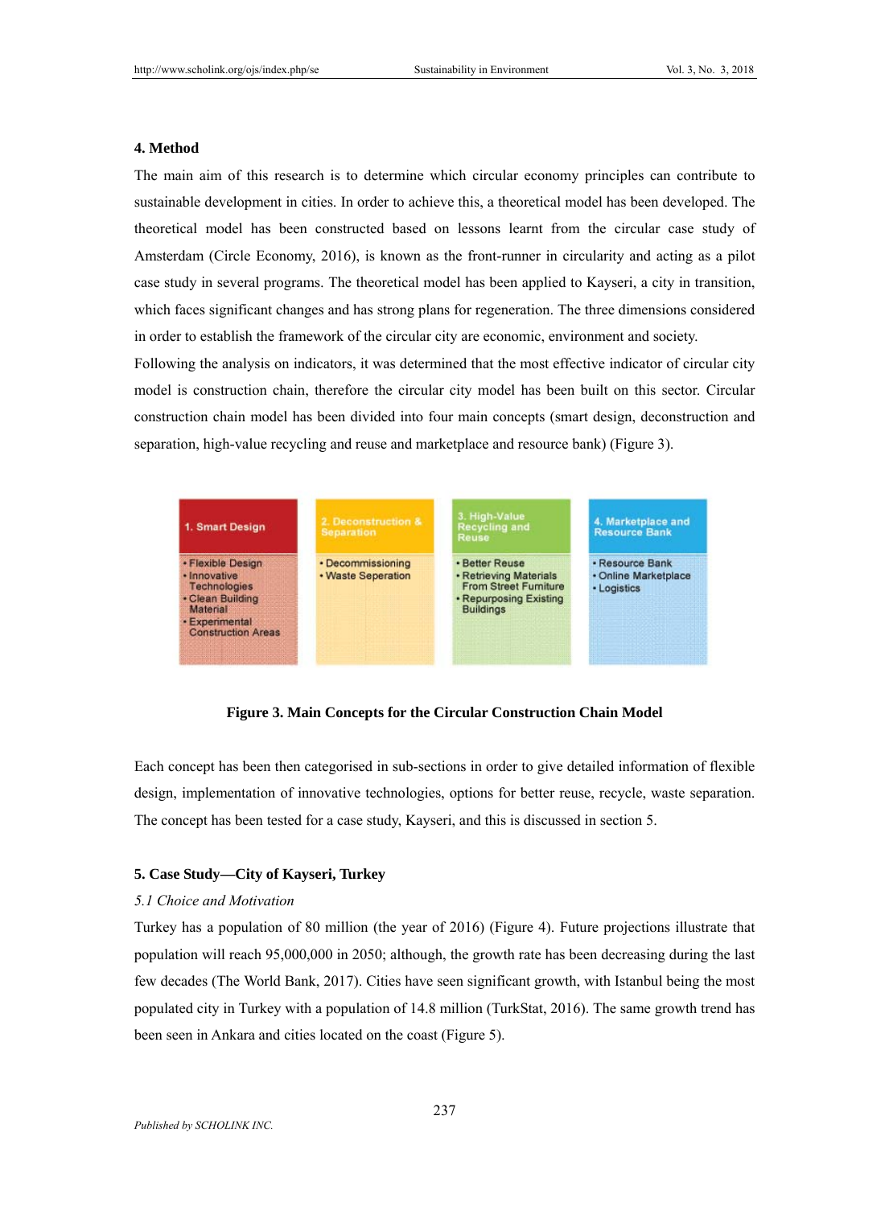## 4. Method

The main aim of this research is to determine which circular economy principles can contribute to sustainable development in cities. In order to achieve this, a theoretical model has been developed. The theoretical model has been constructed based on lessons learnt from the circular case study of Amsterdam (Circle Economy, 2016), is known as the front-runner in circularity and acting as a pilot case study in several programs. The theoretical model has been applied to Kayseri, a city in transition, which faces significant changes and has strong plans for regeneration. The three dimensions considered in order to establish the framework of the circular city are economic, environment and society.

Following the analysis on indicators, it was determined that the most effective indicator of circular city model is construction chain, therefore the circular city model has been built on this sector. Circular construction chain model has been divided into four main concepts (smart design, deconstruction and separation, high-value recycling and reuse and marketplace and resource bank) (Figure 3).

| 1. Smart Design | 2. Deconstruction & Separation | 3. High-Value Recycling and Reuse | 4. Marketplace and Resource Bank |
|---|---|---|---|
| • Flexible Design<br>• Innovative Technologies<br>• Clean Building Material<br>• Experimental Construction Areas | • Decommissioning<br>• Waste Seperation | • Better Reuse<br>• Retrieving Materials From Street Furniture<br>• Repurposing Existing Buildings | • Resource Bank<br>• Online Marketplace<br>• Logistics |

**Figure 3. Main Concepts for the Circular Construction Chain Model**

Each concept has been then categorised in sub-sections in order to give detailed information of flexible design, implementation of innovative technologies, options for better reuse, recycle, waste separation. The concept has been tested for a case study, Kayseri, and this is discussed in section 5.

## 5. Case Study—City of Kayseri, Turkey

### *5.1 Choice and Motivation*

Turkey has a population of 80 million (the year of 2016) (Figure 4). Future projections illustrate that population will reach 95,000,000 in 2050; although, the growth rate has been decreasing during the last few decades (The World Bank, 2017). Cities have seen significant growth, with Istanbul being the most populated city in Turkey with a population of 14.8 million (TurkStat, 2016). The same growth trend has been seen in Ankara and cities located on the coast (Figure 5).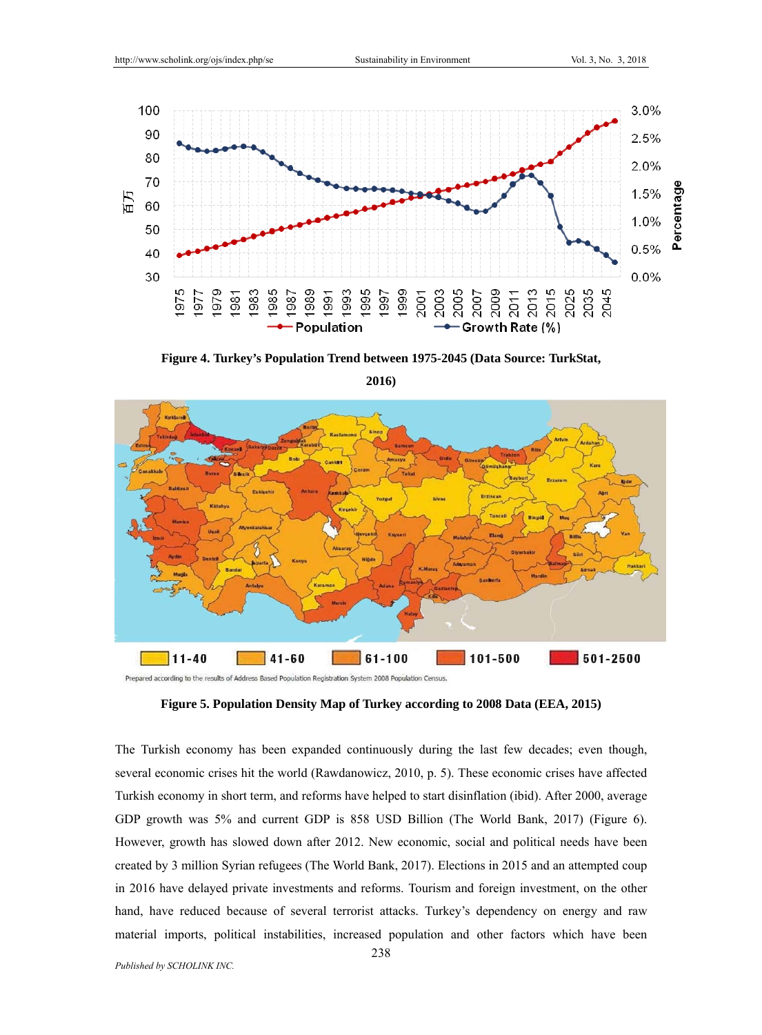**Figure 4. Turkey's Population Trend between 1975-2045 (Data Source: TurkStat, 2016)**

**Figure 5. Population Density Map of Turkey according to 2008 Data (EEA, 2015)**

The Turkish economy has been expanded continuously during the last few decades; even though, several economic crises hit the world (Rawdanowicz, 2010, p. 5). These economic crises have affected Turkish economy in short term, and reforms have helped to start disinflation (ibid). After 2000, average GDP growth was 5% and current GDP is 858 USD Billion (The World Bank, 2017) (Figure 6). However, growth has slowed down after 2012. New economic, social and political needs have been created by 3 million Syrian refugees (The World Bank, 2017). Elections in 2015 and an attempted coup in 2016 have delayed private investments and reforms. Tourism and foreign investment, on the other hand, have reduced because of several terrorist attacks. Turkey's dependency on energy and raw material imports, political instabilities, increased population and other factors which have been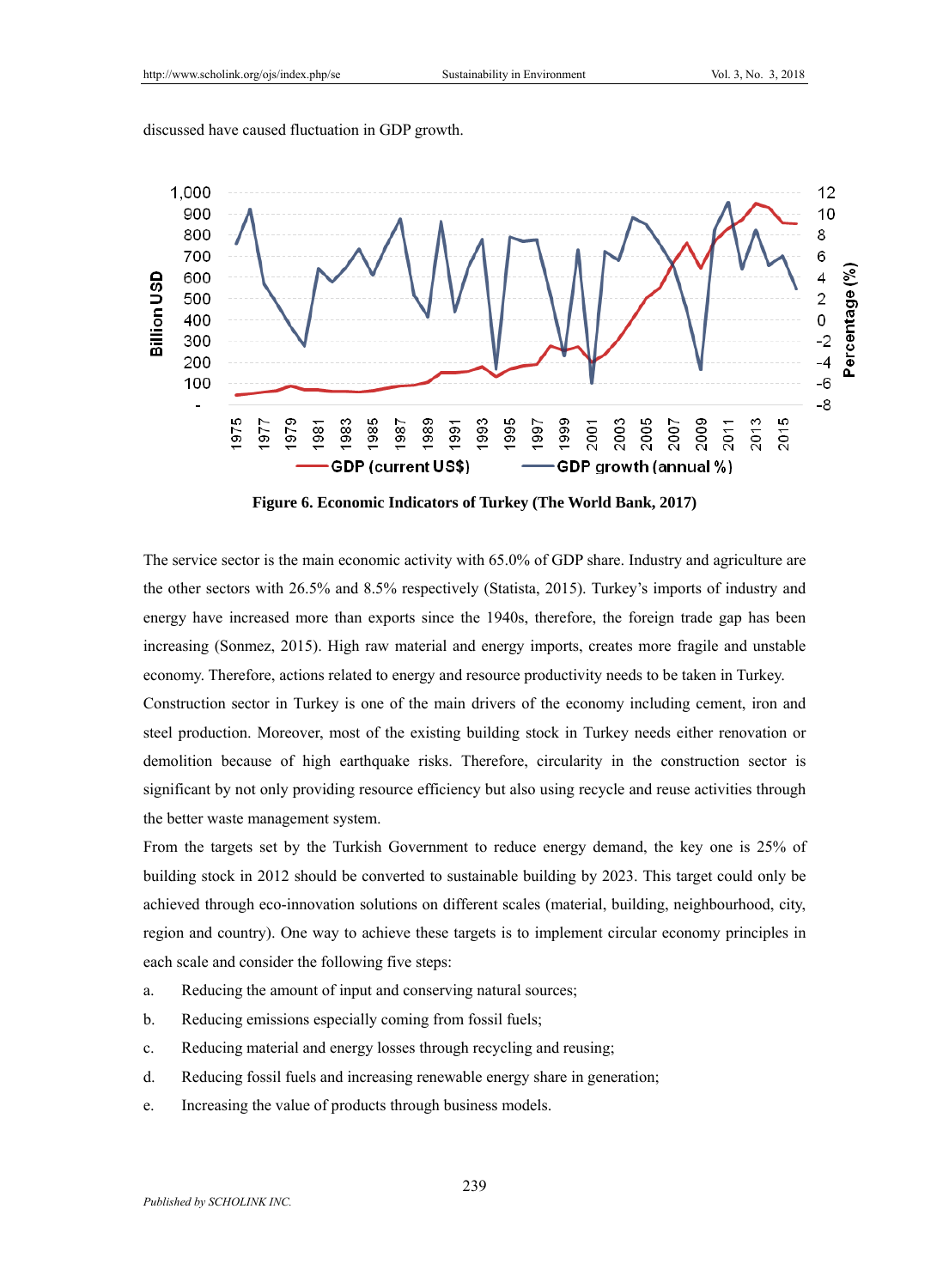discussed have caused fluctuation in GDP growth.

**Figure 6. Economic Indicators of Turkey (The World Bank, 2017)**

The service sector is the main economic activity with 65.0% of GDP share. Industry and agriculture are the other sectors with 26.5% and 8.5% respectively (Statista, 2015). Turkey's imports of industry and energy have increased more than exports since the 1940s, therefore, the foreign trade gap has been increasing (Sonmez, 2015). High raw material and energy imports, creates more fragile and unstable economy. Therefore, actions related to energy and resource productivity needs to be taken in Turkey.

Construction sector in Turkey is one of the main drivers of the economy including cement, iron and steel production. Moreover, most of the existing building stock in Turkey needs either renovation or demolition because of high earthquake risks. Therefore, circularity in the construction sector is significant by not only providing resource efficiency but also using recycle and reuse activities through the better waste management system.

From the targets set by the Turkish Government to reduce energy demand, the key one is 25% of building stock in 2012 should be converted to sustainable building by 2023. This target could only be achieved through eco-innovation solutions on different scales (material, building, neighbourhood, city, region and country). One way to achieve these targets is to implement circular economy principles in each scale and consider the following five steps:

a. Reducing the amount of input and conserving natural sources;
b. Reducing emissions especially coming from fossil fuels;
c. Reducing material and energy losses through recycling and reusing;
d. Reducing fossil fuels and increasing renewable energy share in generation;
e. Increasing the value of products through business models.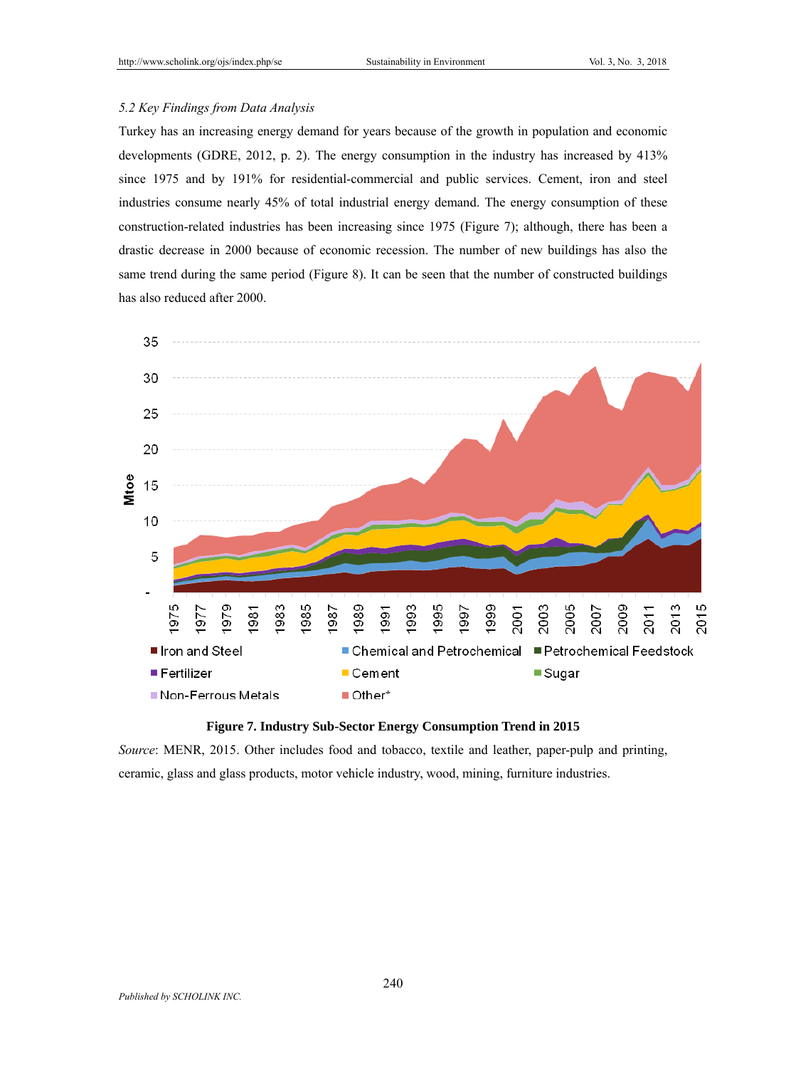*5.2 Key Findings from Data Analysis*

Turkey has an increasing energy demand for years because of the growth in population and economic developments (GDRE, 2012, p. 2). The energy consumption in the industry has increased by 413% since 1975 and by 191% for residential-commercial and public services. Cement, iron and steel industries consume nearly 45% of total industrial energy demand. The energy consumption of these construction-related industries has been increasing since 1975 (Figure 7); although, there has been a drastic decrease in 2000 because of economic recession. The number of new buildings has also the same trend during the same period (Figure 8). It can be seen that the number of constructed buildings has also reduced after 2000.

**Figure 7. Industry Sub-Sector Energy Consumption Trend in 2015**

*Source*: MENR, 2015. Other includes food and tobacco, textile and leather, paper-pulp and printing, ceramic, glass and glass products, motor vehicle industry, wood, mining, furniture industries.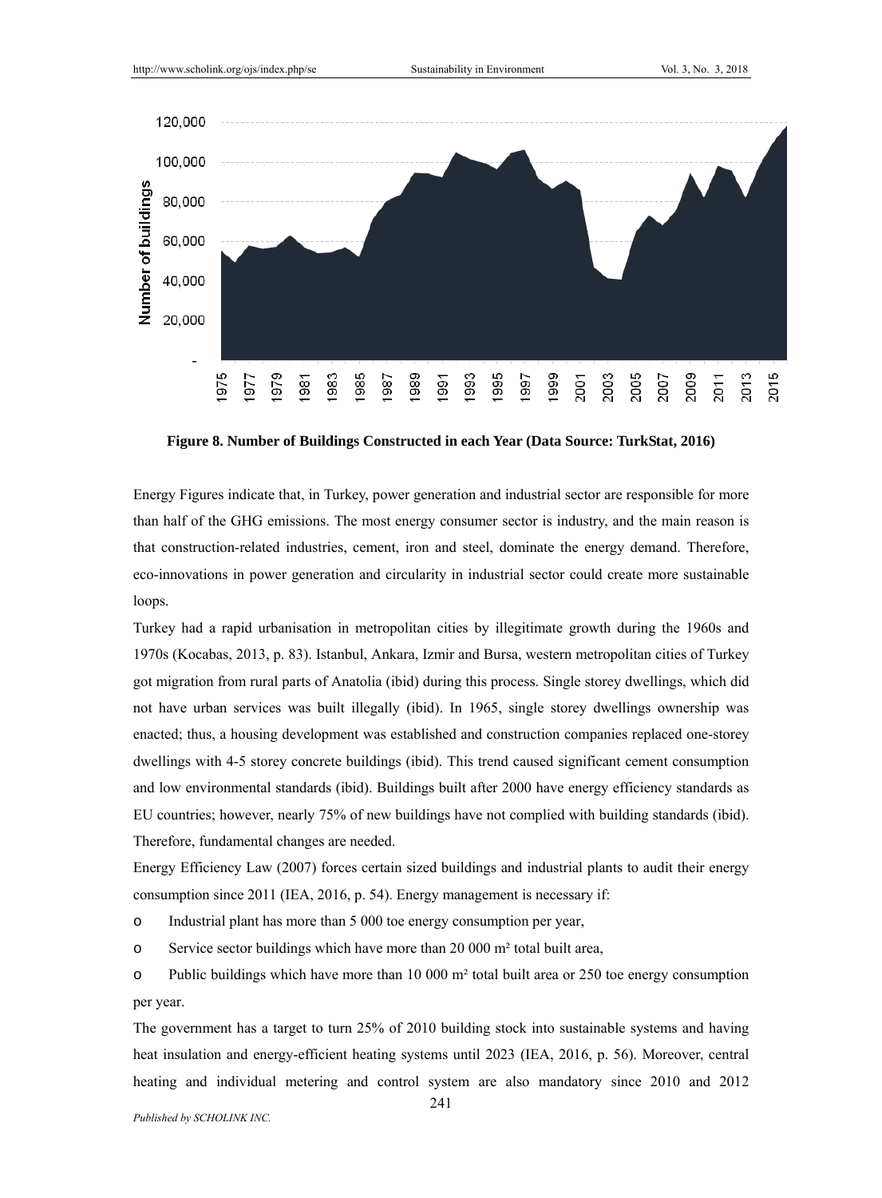**Figure 8. Number of Buildings Constructed in each Year (Data Source: TurkStat, 2016)**

Energy Figures indicate that, in Turkey, power generation and industrial sector are responsible for more than half of the GHG emissions. The most energy consumer sector is industry, and the main reason is that construction-related industries, cement, iron and steel, dominate the energy demand. Therefore, eco-innovations in power generation and circularity in industrial sector could create more sustainable loops.

Turkey had a rapid urbanisation in metropolitan cities by illegitimate growth during the 1960s and 1970s (Kocabas, 2013, p. 83). Istanbul, Ankara, Izmir and Bursa, western metropolitan cities of Turkey got migration from rural parts of Anatolia (ibid) during this process. Single storey dwellings, which did not have urban services was built illegally (ibid). In 1965, single storey dwellings ownership was enacted; thus, a housing development was established and construction companies replaced one-storey dwellings with 4-5 storey concrete buildings (ibid). This trend caused significant cement consumption and low environmental standards (ibid). Buildings built after 2000 have energy efficiency standards as EU countries; however, nearly 75% of new buildings have not complied with building standards (ibid). Therefore, fundamental changes are needed.

Energy Efficiency Law (2007) forces certain sized buildings and industrial plants to audit their energy consumption since 2011 (IEA, 2016, p. 54). Energy management is necessary if:

- Industrial plant has more than 5 000 toe energy consumption per year,
- Service sector buildings which have more than 20 000 m² total built area,
- Public buildings which have more than 10 000 m² total built area or 250 toe energy consumption per year.

The government has a target to turn 25% of 2010 building stock into sustainable systems and having heat insulation and energy-efficient heating systems until 2023 (IEA, 2016, p. 56). Moreover, central heating and individual metering and control system are also mandatory since 2010 and 2012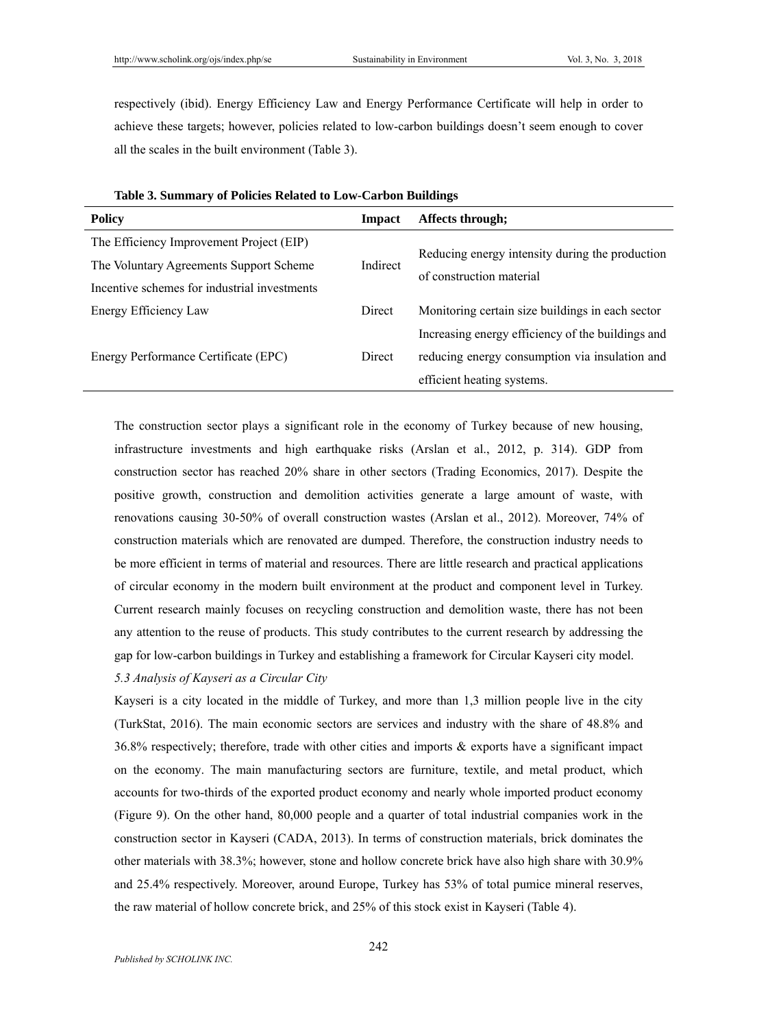respectively (ibid). Energy Efficiency Law and Energy Performance Certificate will help in order to achieve these targets; however, policies related to low-carbon buildings doesn't seem enough to cover all the scales in the built environment (Table 3).

**Table 3. Summary of Policies Related to Low-Carbon Buildings**

| Policy | Impact | Affects through; |
|---|---|---|
| The Efficiency Improvement Project (EIP)<br>The Voluntary Agreements Support Scheme<br>Incentive schemes for industrial investments | Indirect | Reducing energy intensity during the production of construction material |
| Energy Efficiency Law | Direct | Monitoring certain size buildings in each sector |
| Energy Performance Certificate (EPC) | Direct | Increasing energy efficiency of the buildings and reducing energy consumption via insulation and efficient heating systems. |

The construction sector plays a significant role in the economy of Turkey because of new housing, infrastructure investments and high earthquake risks (Arslan et al., 2012, p. 314). GDP from construction sector has reached 20% share in other sectors (Trading Economics, 2017). Despite the positive growth, construction and demolition activities generate a large amount of waste, with renovations causing 30-50% of overall construction wastes (Arslan et al., 2012). Moreover, 74% of construction materials which are renovated are dumped. Therefore, the construction industry needs to be more efficient in terms of material and resources. There are little research and practical applications of circular economy in the modern built environment at the product and component level in Turkey. Current research mainly focuses on recycling construction and demolition waste, there has not been any attention to the reuse of products. This study contributes to the current research by addressing the gap for low-carbon buildings in Turkey and establishing a framework for Circular Kayseri city model.

### *5.3 Analysis of Kayseri as a Circular City*

Kayseri is a city located in the middle of Turkey, and more than 1,3 million people live in the city (TurkStat, 2016). The main economic sectors are services and industry with the share of 48.8% and 36.8% respectively; therefore, trade with other cities and imports & exports have a significant impact on the economy. The main manufacturing sectors are furniture, textile, and metal product, which accounts for two-thirds of the exported product economy and nearly whole imported product economy (Figure 9). On the other hand, 80,000 people and a quarter of total industrial companies work in the construction sector in Kayseri (CADA, 2013). In terms of construction materials, brick dominates the other materials with 38.3%; however, stone and hollow concrete brick have also high share with 30.9% and 25.4% respectively. Moreover, around Europe, Turkey has 53% of total pumice mineral reserves, the raw material of hollow concrete brick, and 25% of this stock exist in Kayseri (Table 4).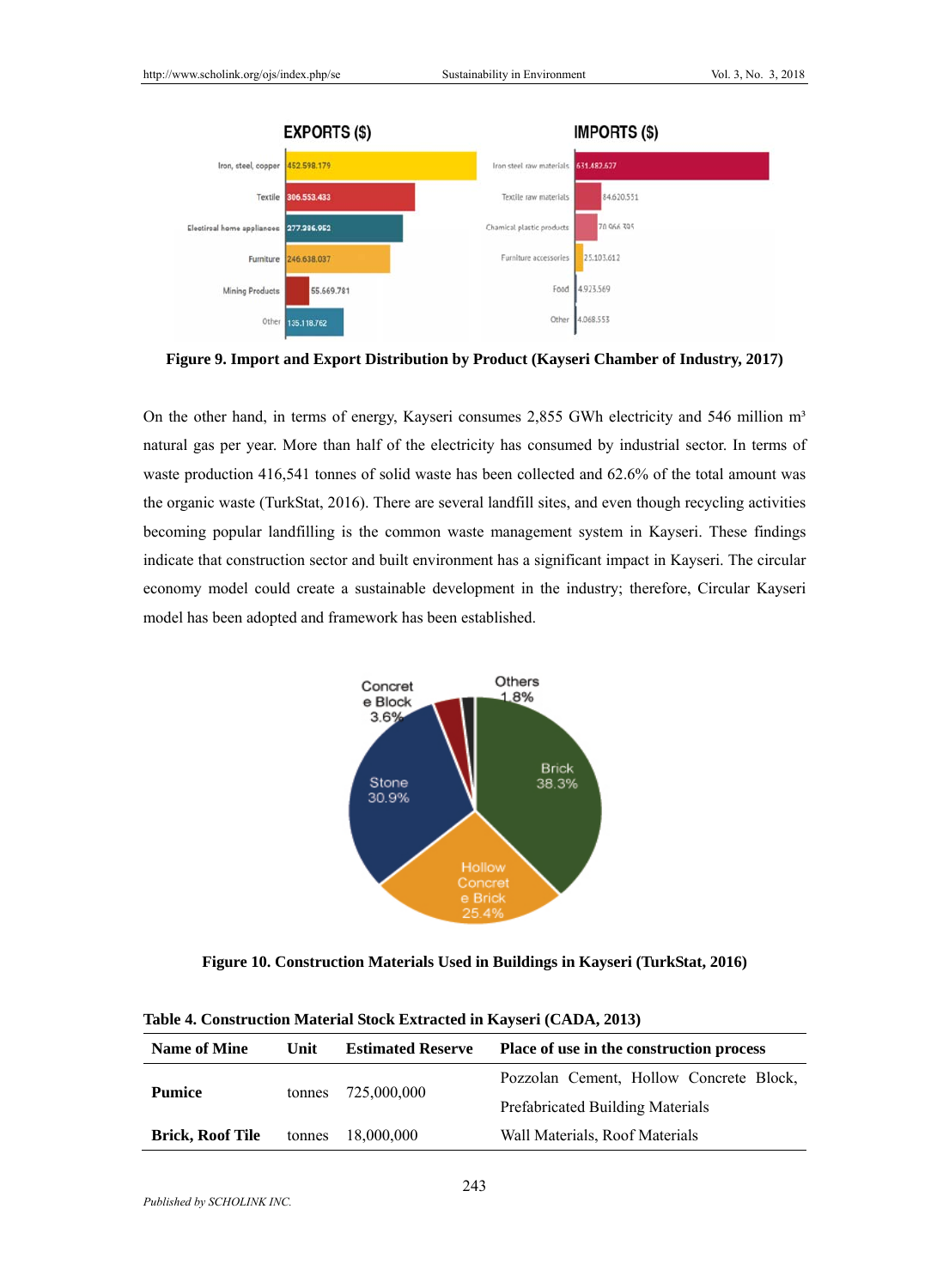**Figure 9. Import and Export Distribution by Product (Kayseri Chamber of Industry, 2017)**

On the other hand, in terms of energy, Kayseri consumes 2,855 GWh electricity and 546 million m³ natural gas per year. More than half of the electricity has consumed by industrial sector. In terms of waste production 416,541 tonnes of solid waste has been collected and 62.6% of the total amount was the organic waste (TurkStat, 2016). There are several landfill sites, and even though recycling activities becoming popular landfilling is the common waste management system in Kayseri. These findings indicate that construction sector and built environment has a significant impact in Kayseri. The circular economy model could create a sustainable development in the industry; therefore, Circular Kayseri model has been adopted and framework has been established.

**Figure 10. Construction Materials Used in Buildings in Kayseri (TurkStat, 2016)**

**Table 4. Construction Material Stock Extracted in Kayseri (CADA, 2013)**

| Name of Mine | Unit | Estimated Reserve | Place of use in the construction process |
|---|---|---|---|
| **Pumice** | tonnes | 725,000,000 | Pozzolan Cement, Hollow Concrete Block, Prefabricated Building Materials |
| **Brick, Roof Tile** | tonnes | 18,000,000 | Wall Materials, Roof Materials |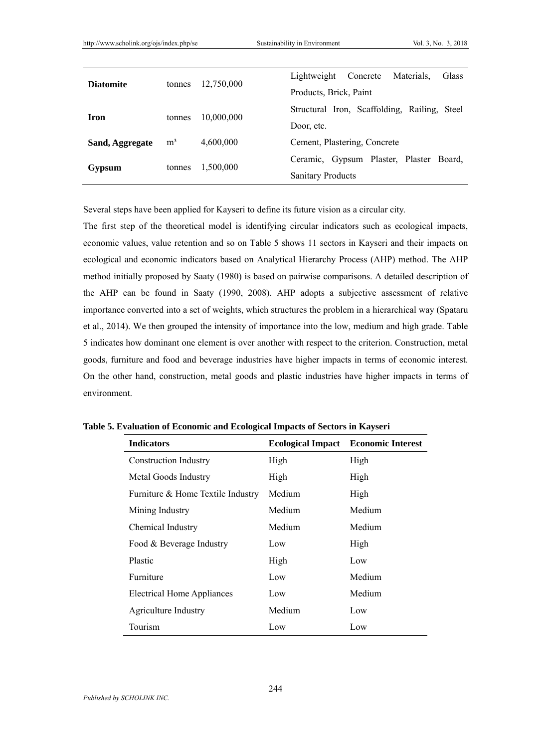| | | | |
|---|---|---|---|
| **Diatomite** | tonnes | 12,750,000 | Lightweight Concrete Materials, Glass Products, Brick, Paint |
| **Iron** | tonnes | 10,000,000 | Structural Iron, Scaffolding, Railing, Steel Door, etc. |
| **Sand, Aggregate** | $m^3$ | 4,600,000 | Cement, Plastering, Concrete |
| **Gypsum** | tonnes | 1,500,000 | Ceramic, Gypsum Plaster, Plaster Board, Sanitary Products |

Several steps have been applied for Kayseri to define its future vision as a circular city.

The first step of the theoretical model is identifying circular indicators such as ecological impacts, economic values, value retention and so on Table 5 shows 11 sectors in Kayseri and their impacts on ecological and economic indicators based on Analytical Hierarchy Process (AHP) method. The AHP method initially proposed by Saaty (1980) is based on pairwise comparisons. A detailed description of the AHP can be found in Saaty (1990, 2008). AHP adopts a subjective assessment of relative importance converted into a set of weights, which structures the problem in a hierarchical way (Spataru et al., 2014). We then grouped the intensity of importance into the low, medium and high grade. Table 5 indicates how dominant one element is over another with respect to the criterion. Construction, metal goods, furniture and food and beverage industries have higher impacts in terms of economic interest. On the other hand, construction, metal goods and plastic industries have higher impacts in terms of environment.

**Table 5. Evaluation of Economic and Ecological Impacts of Sectors in Kayseri**

| Indicators | Ecological Impact | Economic Interest |
|---|---|---|
| Construction Industry | High | High |
| Metal Goods Industry | High | High |
| Furniture & Home Textile Industry | Medium | High |
| Mining Industry | Medium | Medium |
| Chemical Industry | Medium | Medium |
| Food & Beverage Industry | Low | High |
| Plastic | High | Low |
| Furniture | Low | Medium |
| Electrical Home Appliances | Low | Medium |
| Agriculture Industry | Medium | Low |
| Tourism | Low | Low |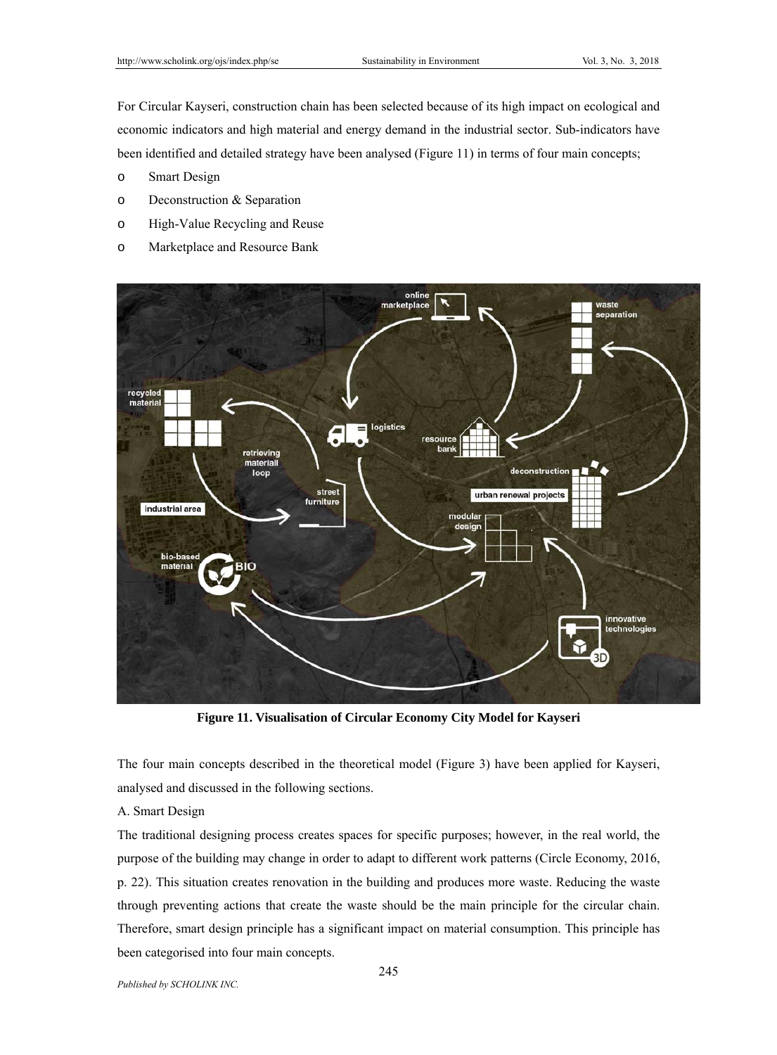For Circular Kayseri, construction chain has been selected because of its high impact on ecological and economic indicators and high material and energy demand in the industrial sector. Sub-indicators have been identified and detailed strategy have been analysed (Figure 11) in terms of four main concepts;

- Smart Design
- Deconstruction & Separation
- High-Value Recycling and Reuse
- Marketplace and Resource Bank

**Figure 11. Visualisation of Circular Economy City Model for Kayseri**

The four main concepts described in the theoretical model (Figure 3) have been applied for Kayseri, analysed and discussed in the following sections.

A. Smart Design

The traditional designing process creates spaces for specific purposes; however, in the real world, the purpose of the building may change in order to adapt to different work patterns (Circle Economy, 2016, p. 22). This situation creates renovation in the building and produces more waste. Reducing the waste through preventing actions that create the waste should be the main principle for the circular chain. Therefore, smart design principle has a significant impact on material consumption. This principle has been categorised into four main concepts.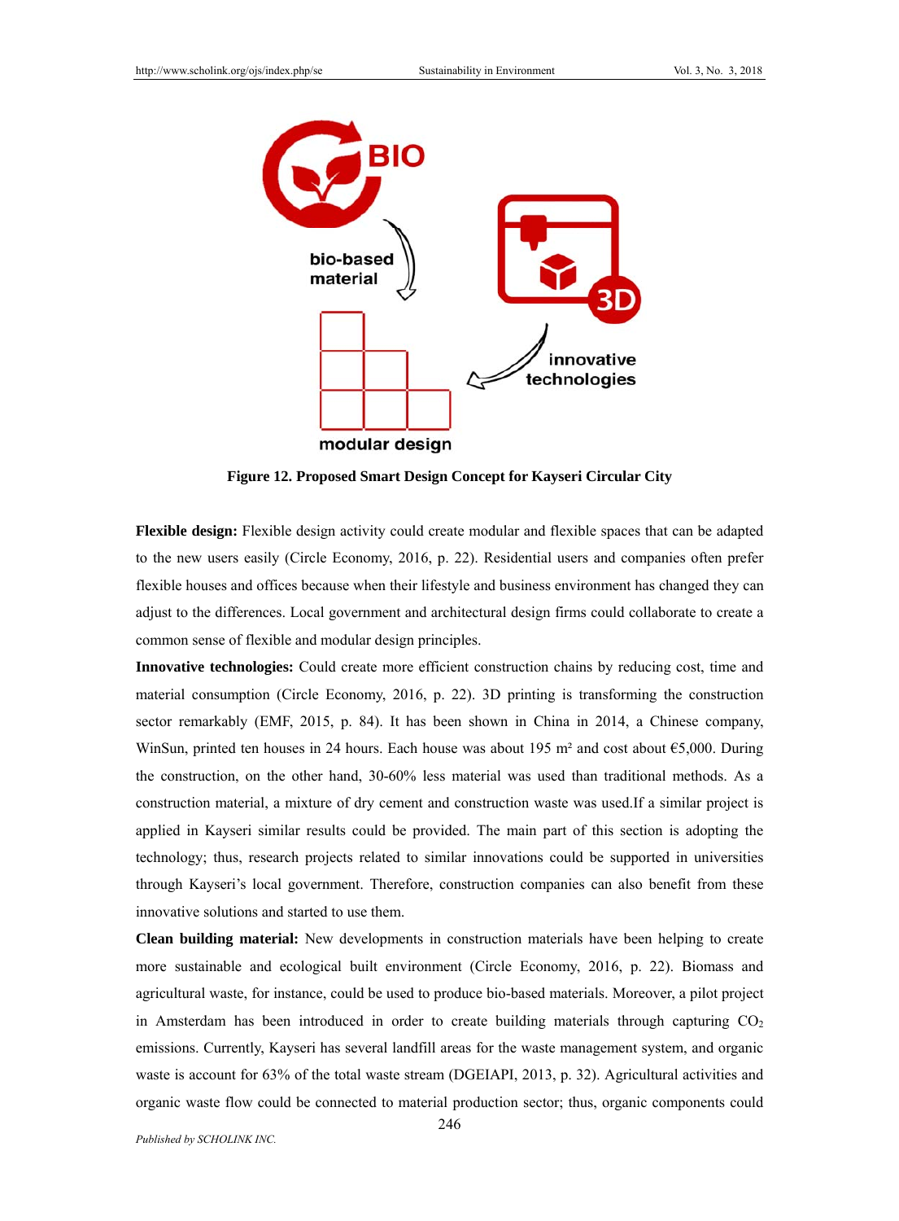**Figure 12. Proposed Smart Design Concept for Kayseri Circular City**

**Flexible design:** Flexible design activity could create modular and flexible spaces that can be adapted to the new users easily (Circle Economy, 2016, p. 22). Residential users and companies often prefer flexible houses and offices because when their lifestyle and business environment has changed they can adjust to the differences. Local government and architectural design firms could collaborate to create a common sense of flexible and modular design principles.

**Innovative technologies:** Could create more efficient construction chains by reducing cost, time and material consumption (Circle Economy, 2016, p. 22). 3D printing is transforming the construction sector remarkably (EMF, 2015, p. 84). It has been shown in China in 2014, a Chinese company, WinSun, printed ten houses in 24 hours. Each house was about 195 m² and cost about €5,000. During the construction, on the other hand, 30-60% less material was used than traditional methods. As a construction material, a mixture of dry cement and construction waste was used.If a similar project is applied in Kayseri similar results could be provided. The main part of this section is adopting the technology; thus, research projects related to similar innovations could be supported in universities through Kayseri's local government. Therefore, construction companies can also benefit from these innovative solutions and started to use them.

**Clean building material:** New developments in construction materials have been helping to create more sustainable and ecological built environment (Circle Economy, 2016, p. 22). Biomass and agricultural waste, for instance, could be used to produce bio-based materials. Moreover, a pilot project in Amsterdam has been introduced in order to create building materials through capturing $CO_2$ emissions. Currently, Kayseri has several landfill areas for the waste management system, and organic waste is account for 63% of the total waste stream (DGEIAPI, 2013, p. 32). Agricultural activities and organic waste flow could be connected to material production sector; thus, organic components could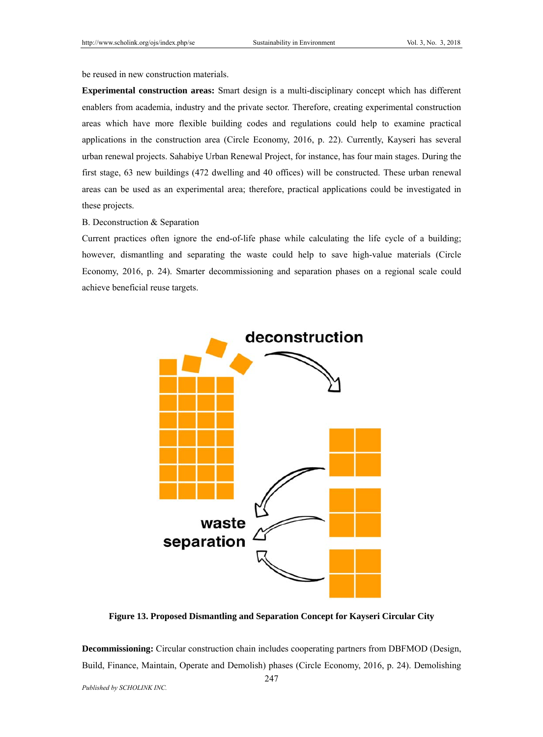be reused in new construction materials.

**Experimental construction areas:** Smart design is a multi-disciplinary concept which has different enablers from academia, industry and the private sector. Therefore, creating experimental construction areas which have more flexible building codes and regulations could help to examine practical applications in the construction area (Circle Economy, 2016, p. 22). Currently, Kayseri has several urban renewal projects. Sahabiye Urban Renewal Project, for instance, has four main stages. During the first stage, 63 new buildings (472 dwelling and 40 offices) will be constructed. These urban renewal areas can be used as an experimental area; therefore, practical applications could be investigated in these projects.

B. Deconstruction & Separation

Current practices often ignore the end-of-life phase while calculating the life cycle of a building; however, dismantling and separating the waste could help to save high-value materials (Circle Economy, 2016, p. 24). Smarter decommissioning and separation phases on a regional scale could achieve beneficial reuse targets.

**Figure 13. Proposed Dismantling and Separation Concept for Kayseri Circular City**

**Decommissioning:** Circular construction chain includes cooperating partners from DBFMOD (Design, Build, Finance, Maintain, Operate and Demolish) phases (Circle Economy, 2016, p. 24). Demolishing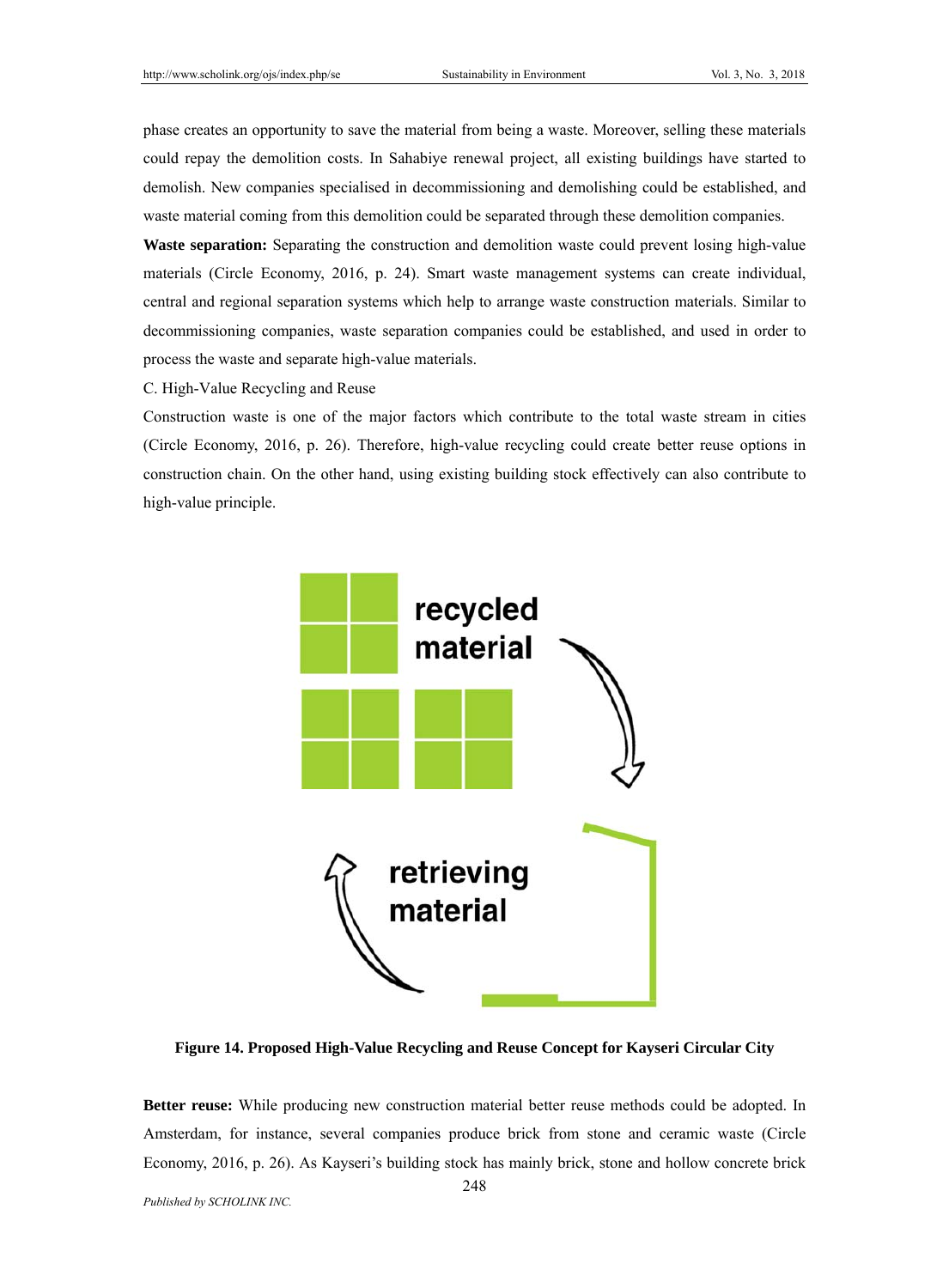phase creates an opportunity to save the material from being a waste. Moreover, selling these materials could repay the demolition costs. In Sahabiye renewal project, all existing buildings have started to demolish. New companies specialised in decommissioning and demolishing could be established, and waste material coming from this demolition could be separated through these demolition companies.

**Waste separation:** Separating the construction and demolition waste could prevent losing high-value materials (Circle Economy, 2016, p. 24). Smart waste management systems can create individual, central and regional separation systems which help to arrange waste construction materials. Similar to decommissioning companies, waste separation companies could be established, and used in order to process the waste and separate high-value materials.

C. High-Value Recycling and Reuse

Construction waste is one of the major factors which contribute to the total waste stream in cities (Circle Economy, 2016, p. 26). Therefore, high-value recycling could create better reuse options in construction chain. On the other hand, using existing building stock effectively can also contribute to high-value principle.

recycled material

retrieving material

**Figure 14. Proposed High-Value Recycling and Reuse Concept for Kayseri Circular City**

**Better reuse:** While producing new construction material better reuse methods could be adopted. In Amsterdam, for instance, several companies produce brick from stone and ceramic waste (Circle Economy, 2016, p. 26). As Kayseri's building stock has mainly brick, stone and hollow concrete brick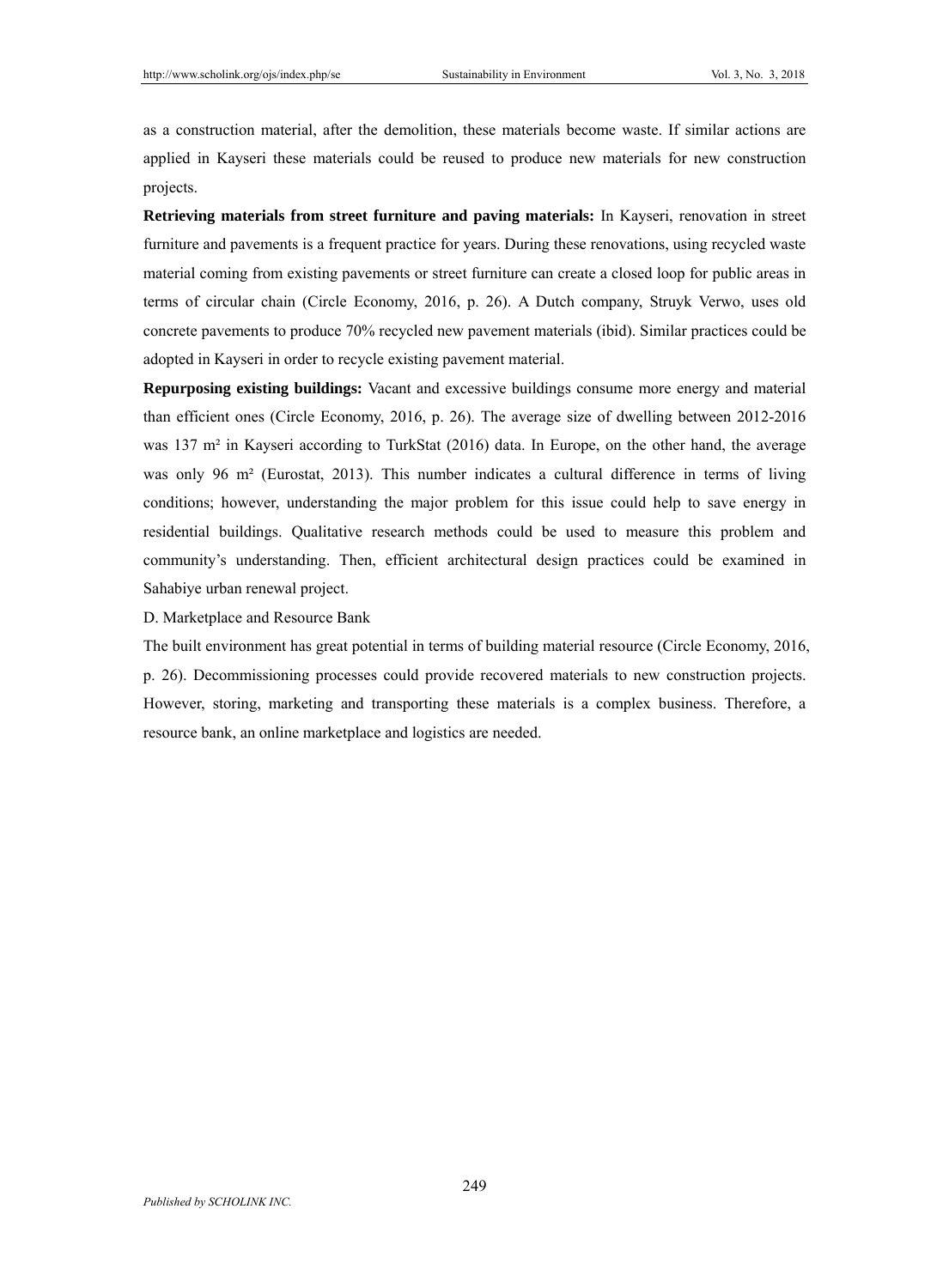as a construction material, after the demolition, these materials become waste. If similar actions are applied in Kayseri these materials could be reused to produce new materials for new construction projects.

**Retrieving materials from street furniture and paving materials:** In Kayseri, renovation in street furniture and pavements is a frequent practice for years. During these renovations, using recycled waste material coming from existing pavements or street furniture can create a closed loop for public areas in terms of circular chain (Circle Economy, 2016, p. 26). A Dutch company, Struyk Verwo, uses old concrete pavements to produce 70% recycled new pavement materials (ibid). Similar practices could be adopted in Kayseri in order to recycle existing pavement material.

**Repurposing existing buildings:** Vacant and excessive buildings consume more energy and material than efficient ones (Circle Economy, 2016, p. 26). The average size of dwelling between 2012-2016 was 137 m² in Kayseri according to TurkStat (2016) data. In Europe, on the other hand, the average was only 96 m² (Eurostat, 2013). This number indicates a cultural difference in terms of living conditions; however, understanding the major problem for this issue could help to save energy in residential buildings. Qualitative research methods could be used to measure this problem and community's understanding. Then, efficient architectural design practices could be examined in Sahabiye urban renewal project.

D. Marketplace and Resource Bank

The built environment has great potential in terms of building material resource (Circle Economy, 2016, p. 26). Decommissioning processes could provide recovered materials to new construction projects. However, storing, marketing and transporting these materials is a complex business. Therefore, a resource bank, an online marketplace and logistics are needed.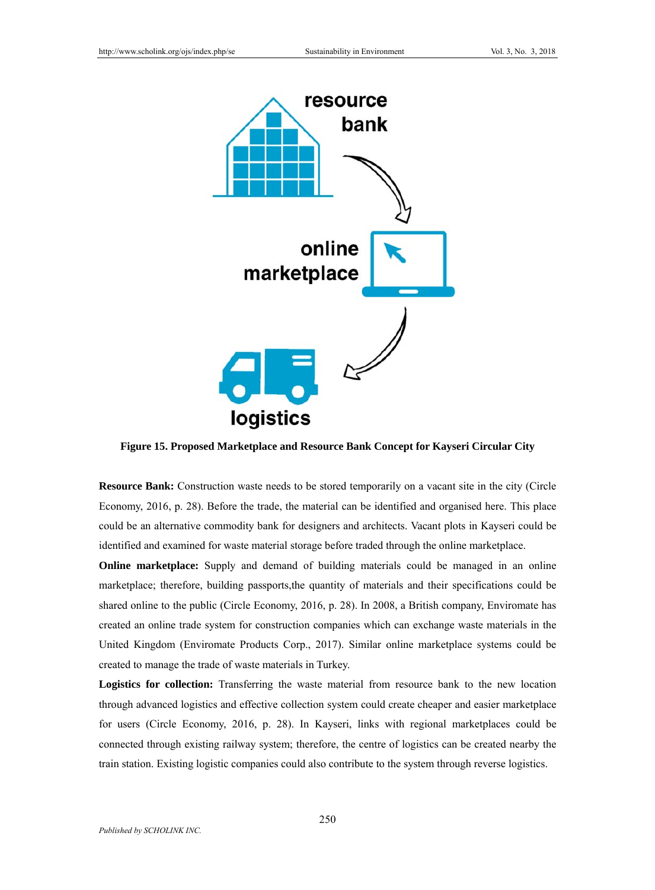**Figure 15. Proposed Marketplace and Resource Bank Concept for Kayseri Circular City**

**Resource Bank:** Construction waste needs to be stored temporarily on a vacant site in the city (Circle Economy, 2016, p. 28). Before the trade, the material can be identified and organised here. This place could be an alternative commodity bank for designers and architects. Vacant plots in Kayseri could be identified and examined for waste material storage before traded through the online marketplace.

**Online marketplace:** Supply and demand of building materials could be managed in an online marketplace; therefore, building passports,the quantity of materials and their specifications could be shared online to the public (Circle Economy, 2016, p. 28). In 2008, a British company, Enviromate has created an online trade system for construction companies which can exchange waste materials in the United Kingdom (Enviromate Products Corp., 2017). Similar online marketplace systems could be created to manage the trade of waste materials in Turkey.

**Logistics for collection:** Transferring the waste material from resource bank to the new location through advanced logistics and effective collection system could create cheaper and easier marketplace for users (Circle Economy, 2016, p. 28). In Kayseri, links with regional marketplaces could be connected through existing railway system; therefore, the centre of logistics can be created nearby the train station. Existing logistic companies could also contribute to the system through reverse logistics.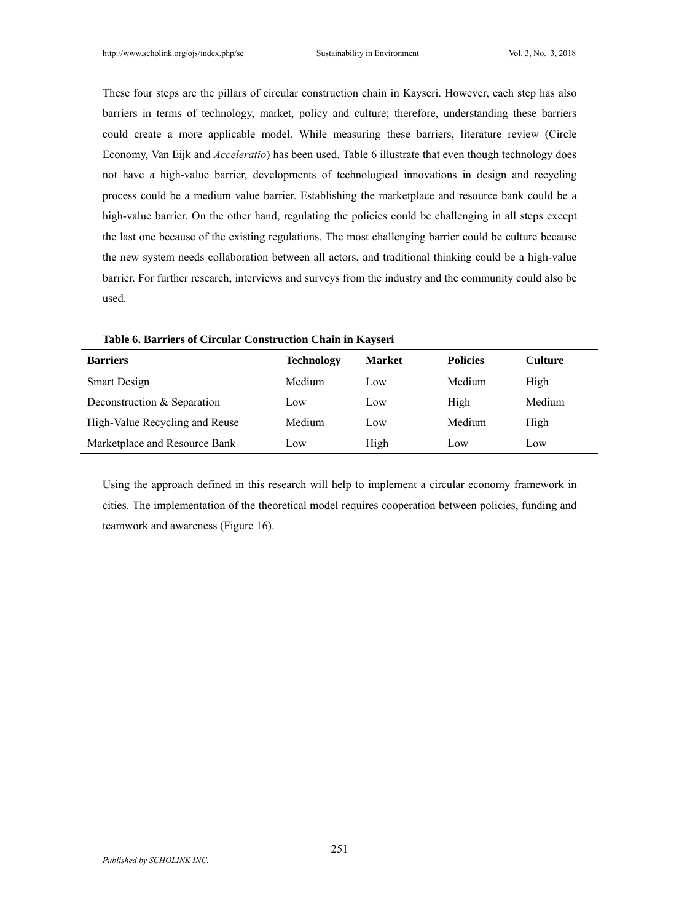These four steps are the pillars of circular construction chain in Kayseri. However, each step has also barriers in terms of technology, market, policy and culture; therefore, understanding these barriers could create a more applicable model. While measuring these barriers, literature review (Circle Economy, Van Eijk and *Acceleratio*) has been used. Table 6 illustrate that even though technology does not have a high-value barrier, developments of technological innovations in design and recycling process could be a medium value barrier. Establishing the marketplace and resource bank could be a high-value barrier. On the other hand, regulating the policies could be challenging in all steps except the last one because of the existing regulations. The most challenging barrier could be culture because the new system needs collaboration between all actors, and traditional thinking could be a high-value barrier. For further research, interviews and surveys from the industry and the community could also be used.

**Table 6. Barriers of Circular Construction Chain in Kayseri**

| Barriers | Technology | Market | Policies | Culture |
|---|---|---|---|---|
| Smart Design | Medium | Low | Medium | High |
| Deconstruction & Separation | Low | Low | High | Medium |
| High-Value Recycling and Reuse | Medium | Low | Medium | High |
| Marketplace and Resource Bank | Low | High | Low | Low |

Using the approach defined in this research will help to implement a circular economy framework in cities. The implementation of the theoretical model requires cooperation between policies, funding and teamwork and awareness (Figure 16).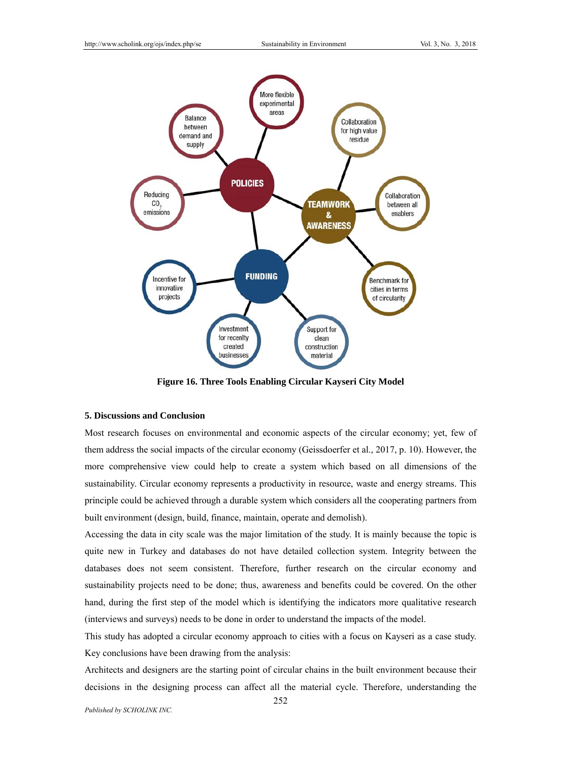Figure 16. Three Tools Enabling Circular Kayseri City Model

## 5. Discussions and Conclusion

Most research focuses on environmental and economic aspects of the circular economy; yet, few of them address the social impacts of the circular economy (Geissdoerfer et al., 2017, p. 10). However, the more comprehensive view could help to create a system which based on all dimensions of the sustainability. Circular economy represents a productivity in resource, waste and energy streams. This principle could be achieved through a durable system which considers all the cooperating partners from built environment (design, build, finance, maintain, operate and demolish).

Accessing the data in city scale was the major limitation of the study. It is mainly because the topic is quite new in Turkey and databases do not have detailed collection system. Integrity between the databases does not seem consistent. Therefore, further research on the circular economy and sustainability projects need to be done; thus, awareness and benefits could be covered. On the other hand, during the first step of the model which is identifying the indicators more qualitative research (interviews and surveys) needs to be done in order to understand the impacts of the model.

This study has adopted a circular economy approach to cities with a focus on Kayseri as a case study. Key conclusions have been drawing from the analysis:

Architects and designers are the starting point of circular chains in the built environment because their decisions in the designing process can affect all the material cycle. Therefore, understanding the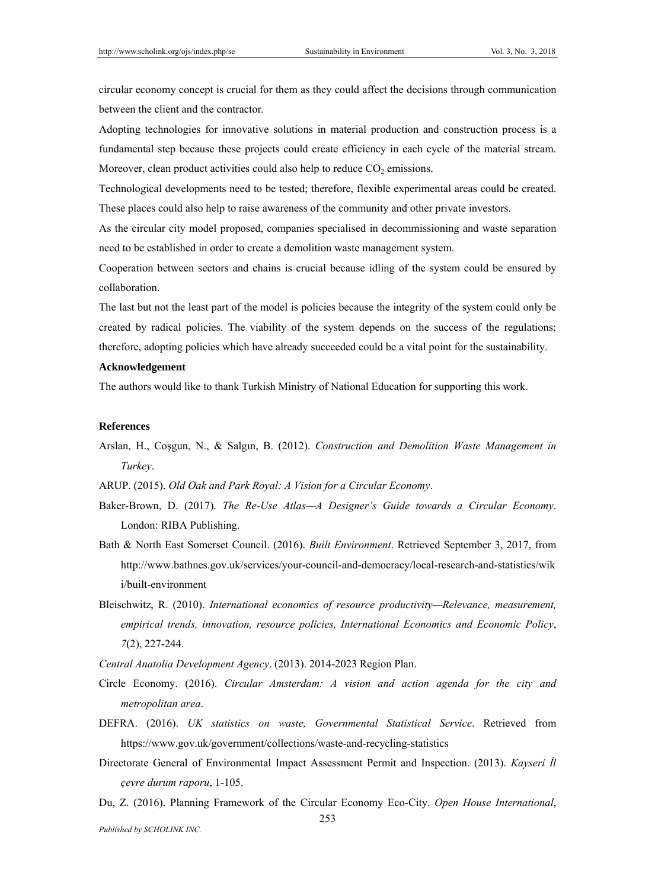circular economy concept is crucial for them as they could affect the decisions through communication between the client and the contractor.

Adopting technologies for innovative solutions in material production and construction process is a fundamental step because these projects could create efficiency in each cycle of the material stream. Moreover, clean product activities could also help to reduce $CO_2$ emissions.

Technological developments need to be tested; therefore, flexible experimental areas could be created. These places could also help to raise awareness of the community and other private investors.

As the circular city model proposed, companies specialised in decommissioning and waste separation need to be established in order to create a demolition waste management system.

Cooperation between sectors and chains is crucial because idling of the system could be ensured by collaboration.

The last but not the least part of the model is policies because the integrity of the system could only be created by radical policies. The viability of the system depends on the success of the regulations; therefore, adopting policies which have already succeeded could be a vital point for the sustainability.

**Acknowledgement**

The authors would like to thank Turkish Ministry of National Education for supporting this work.

**References**

Arslan, H., Coşgun, N., & Salgın, B. (2012). *Construction and Demolition Waste Management in Turkey*.

ARUP. (2015). *Old Oak and Park Royal: A Vision for a Circular Economy*.

Baker-Brown, D. (2017). *The Re-Use Atlas—A Designer's Guide towards a Circular Economy*. London: RIBA Publishing.

Bath & North East Somerset Council. (2016). *Built Environment*. Retrieved September 3, 2017, from http://www.bathnes.gov.uk/services/your-council-and-democracy/local-research-and-statistics/wiki/built-environment

Bleischwitz, R. (2010). *International economics of resource productivity—Relevance, measurement, empirical trends, innovation, resource policies, International Economics and Economic Policy*, *7*(2), 227-244.

*Central Anatolia Development Agency*. (2013). 2014-2023 Region Plan.

Circle Economy. (2016). *Circular Amsterdam: A vision and action agenda for the city and metropolitan area*.

DEFRA. (2016). *UK statistics on waste, Governmental Statistical Service*. Retrieved from https://www.gov.uk/government/collections/waste-and-recycling-statistics

Directorate General of Environmental Impact Assessment Permit and Inspection. (2013). *Kayseri İl çevre durum raporu*, 1-105.

Du, Z. (2016). Planning Framework of the Circular Economy Eco-City. *Open House International*,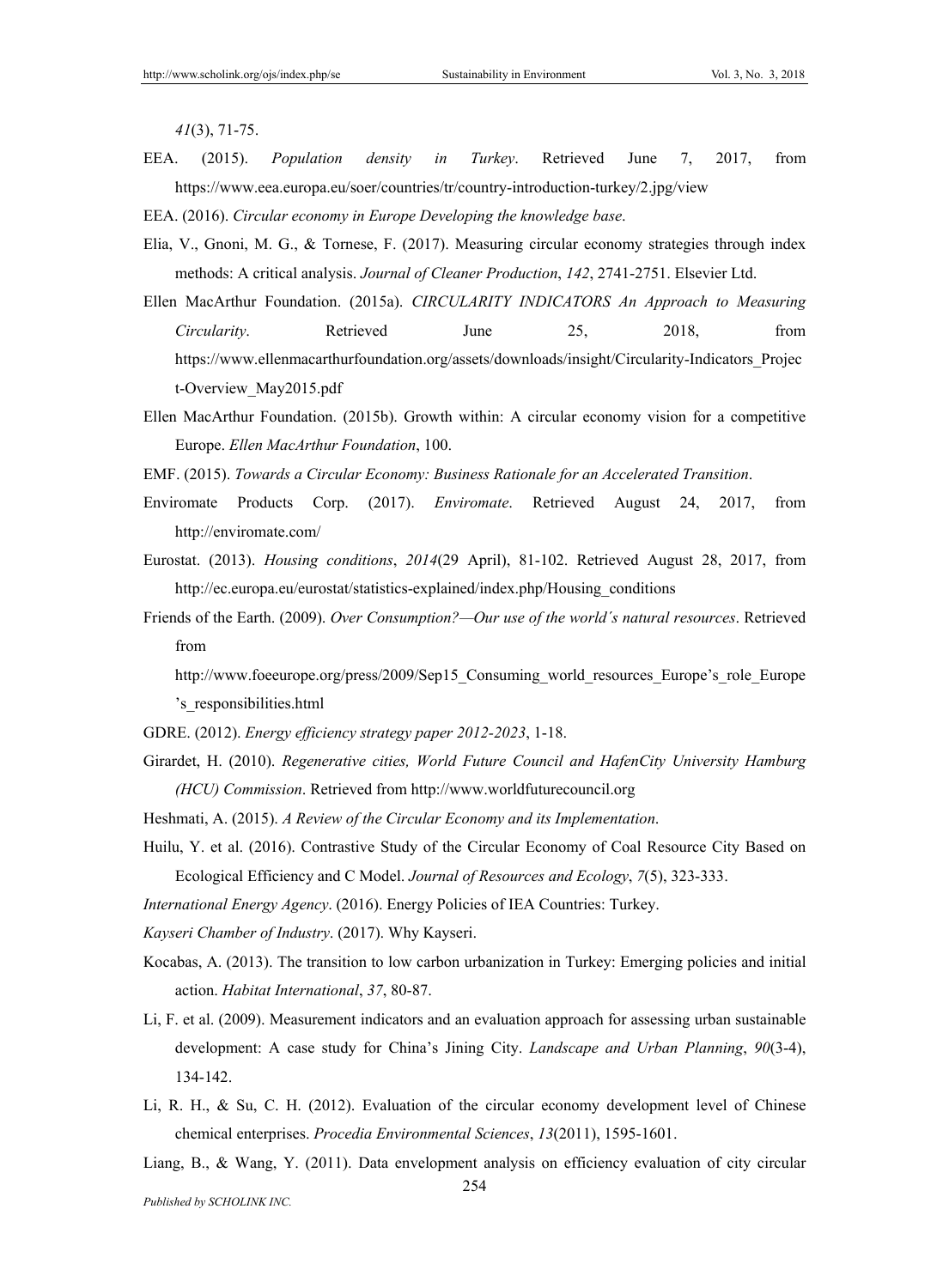*41*(3), 71-75.

EEA. (2015). *Population density in Turkey*. Retrieved June 7, 2017, from https://www.eea.europa.eu/soer/countries/tr/country-introduction-turkey/2.jpg/view

EEA. (2016). *Circular economy in Europe Developing the knowledge base*.

Elia, V., Gnoni, M. G., & Tornese, F. (2017). Measuring circular economy strategies through index methods: A critical analysis. *Journal of Cleaner Production*, *142*, 2741-2751. Elsevier Ltd.

Ellen MacArthur Foundation. (2015a). *CIRCULARITY INDICATORS An Approach to Measuring Circularity*. Retrieved June 25, 2018, from https://www.ellenmacarthurfoundation.org/assets/downloads/insight/Circularity-Indicators_Project-Overview_May2015.pdf

Ellen MacArthur Foundation. (2015b). Growth within: A circular economy vision for a competitive Europe. *Ellen MacArthur Foundation*, 100.

EMF. (2015). *Towards a Circular Economy: Business Rationale for an Accelerated Transition*.

Enviromate Products Corp. (2017). *Enviromate*. Retrieved August 24, 2017, from http://enviromate.com/

Eurostat. (2013). *Housing conditions*, *2014*(29 April), 81-102. Retrieved August 28, 2017, from http://ec.europa.eu/eurostat/statistics-explained/index.php/Housing_conditions

Friends of the Earth. (2009). *Over Consumption?—Our use of the world´s natural resources*. Retrieved from

http://www.foeeurope.org/press/2009/Sep15_Consuming_world_resources_Europe's_role_Europe's_responsibilities.html

GDRE. (2012). *Energy efficiency strategy paper 2012-2023*, 1-18.

Girardet, H. (2010). *Regenerative cities, World Future Council and HafenCity University Hamburg (HCU) Commission*. Retrieved from http://www.worldfuturecouncil.org

Heshmati, A. (2015). *A Review of the Circular Economy and its Implementation*.

Huilu, Y. et al. (2016). Contrastive Study of the Circular Economy of Coal Resource City Based on Ecological Efficiency and C Model. *Journal of Resources and Ecology*, *7*(5), 323-333.

*International Energy Agency*. (2016). Energy Policies of IEA Countries: Turkey.

*Kayseri Chamber of Industry*. (2017). Why Kayseri.

Kocabas, A. (2013). The transition to low carbon urbanization in Turkey: Emerging policies and initial action. *Habitat International*, *37*, 80-87.

Li, F. et al. (2009). Measurement indicators and an evaluation approach for assessing urban sustainable development: A case study for China's Jining City. *Landscape and Urban Planning*, *90*(3-4), 134-142.

Li, R. H., & Su, C. H. (2012). Evaluation of the circular economy development level of Chinese chemical enterprises. *Procedia Environmental Sciences*, *13*(2011), 1595-1601.

Liang, B., & Wang, Y. (2011). Data envelopment analysis on efficiency evaluation of city circular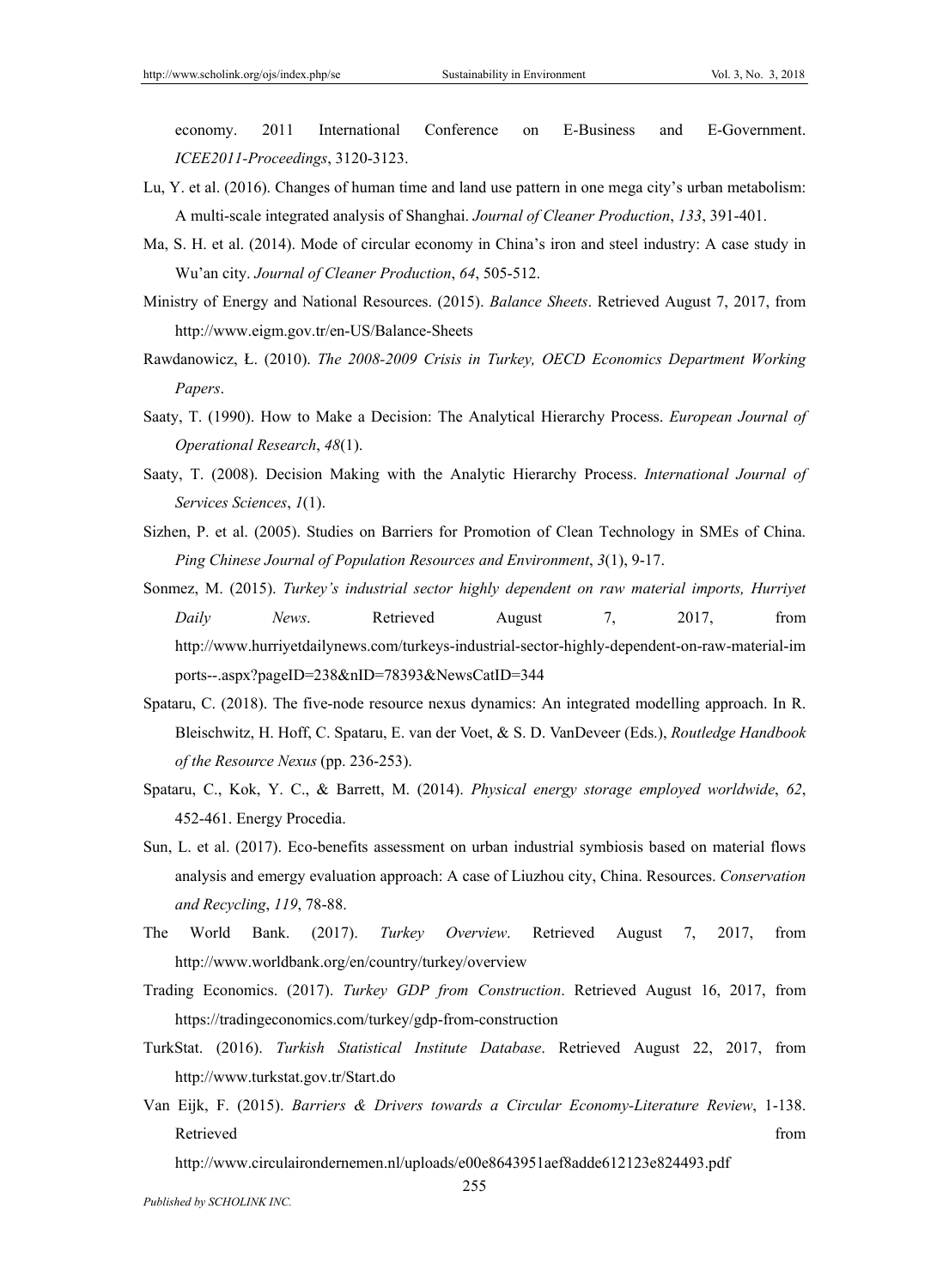economy. 2011 International Conference on E-Business and E-Government. *ICEE2011-Proceedings*, 3120-3123.

Lu, Y. et al. (2016). Changes of human time and land use pattern in one mega city's urban metabolism: A multi-scale integrated analysis of Shanghai. *Journal of Cleaner Production*, *133*, 391-401.

Ma, S. H. et al. (2014). Mode of circular economy in China's iron and steel industry: A case study in Wu'an city. *Journal of Cleaner Production*, *64*, 505-512.

Ministry of Energy and National Resources. (2015). *Balance Sheets*. Retrieved August 7, 2017, from http://www.eigm.gov.tr/en-US/Balance-Sheets

Rawdanowicz, Ł. (2010). *The 2008-2009 Crisis in Turkey, OECD Economics Department Working Papers*.

Saaty, T. (1990). How to Make a Decision: The Analytical Hierarchy Process. *European Journal of Operational Research*, *48*(1).

Saaty, T. (2008). Decision Making with the Analytic Hierarchy Process. *International Journal of Services Sciences*, *1*(1).

Sizhen, P. et al. (2005). Studies on Barriers for Promotion of Clean Technology in SMEs of China. *Ping Chinese Journal of Population Resources and Environment*, *3*(1), 9-17.

Sonmez, M. (2015). *Turkey's industrial sector highly dependent on raw material imports, Hurriyet Daily News*. Retrieved August 7, 2017, from http://www.hurriyetdailynews.com/turkeys-industrial-sector-highly-dependent-on-raw-material-imports--.aspx?pageID=238&nID=78393&NewsCatID=344

Spataru, C. (2018). The five-node resource nexus dynamics: An integrated modelling approach. In R. Bleischwitz, H. Hoff, C. Spataru, E. van der Voet, & S. D. VanDeveer (Eds.), *Routledge Handbook of the Resource Nexus* (pp. 236-253).

Spataru, C., Kok, Y. C., & Barrett, M. (2014). *Physical energy storage employed worldwide*, *62*, 452-461. Energy Procedia.

Sun, L. et al. (2017). Eco-benefits assessment on urban industrial symbiosis based on material flows analysis and emergy evaluation approach: A case of Liuzhou city, China. Resources. *Conservation and Recycling*, *119*, 78-88.

The World Bank. (2017). *Turkey Overview*. Retrieved August 7, 2017, from http://www.worldbank.org/en/country/turkey/overview

Trading Economics. (2017). *Turkey GDP from Construction*. Retrieved August 16, 2017, from https://tradingeconomics.com/turkey/gdp-from-construction

TurkStat. (2016). *Turkish Statistical Institute Database*. Retrieved August 22, 2017, from http://www.turkstat.gov.tr/Start.do

Van Eijk, F. (2015). *Barriers & Drivers towards a Circular Economy-Literature Review*, 1-138. Retrieved from http://www.circulairondernemen.nl/uploads/e00e8643951aef8adde612123e824493.pdf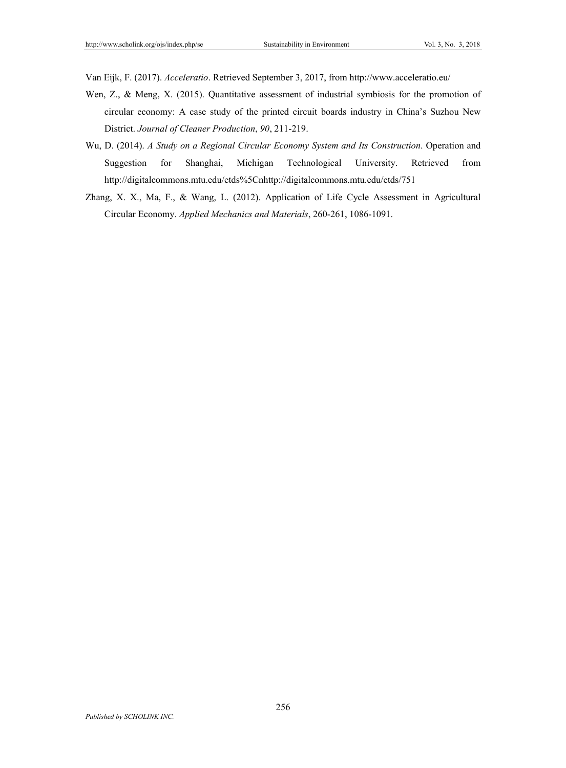Van Eijk, F. (2017). *Acceleratio*. Retrieved September 3, 2017, from http://www.acceleratio.eu/

Wen, Z., & Meng, X. (2015). Quantitative assessment of industrial symbiosis for the promotion of circular economy: A case study of the printed circuit boards industry in China's Suzhou New District. *Journal of Cleaner Production*, *90*, 211-219.

Wu, D. (2014). *A Study on a Regional Circular Economy System and Its Construction*. Operation and Suggestion for Shanghai, Michigan Technological University. Retrieved from http://digitalcommons.mtu.edu/etds%5Cnhttp://digitalcommons.mtu.edu/etds/751

Zhang, X. X., Ma, F., & Wang, L. (2012). Application of Life Cycle Assessment in Agricultural Circular Economy. *Applied Mechanics and Materials*, 260-261, 1086-1091.